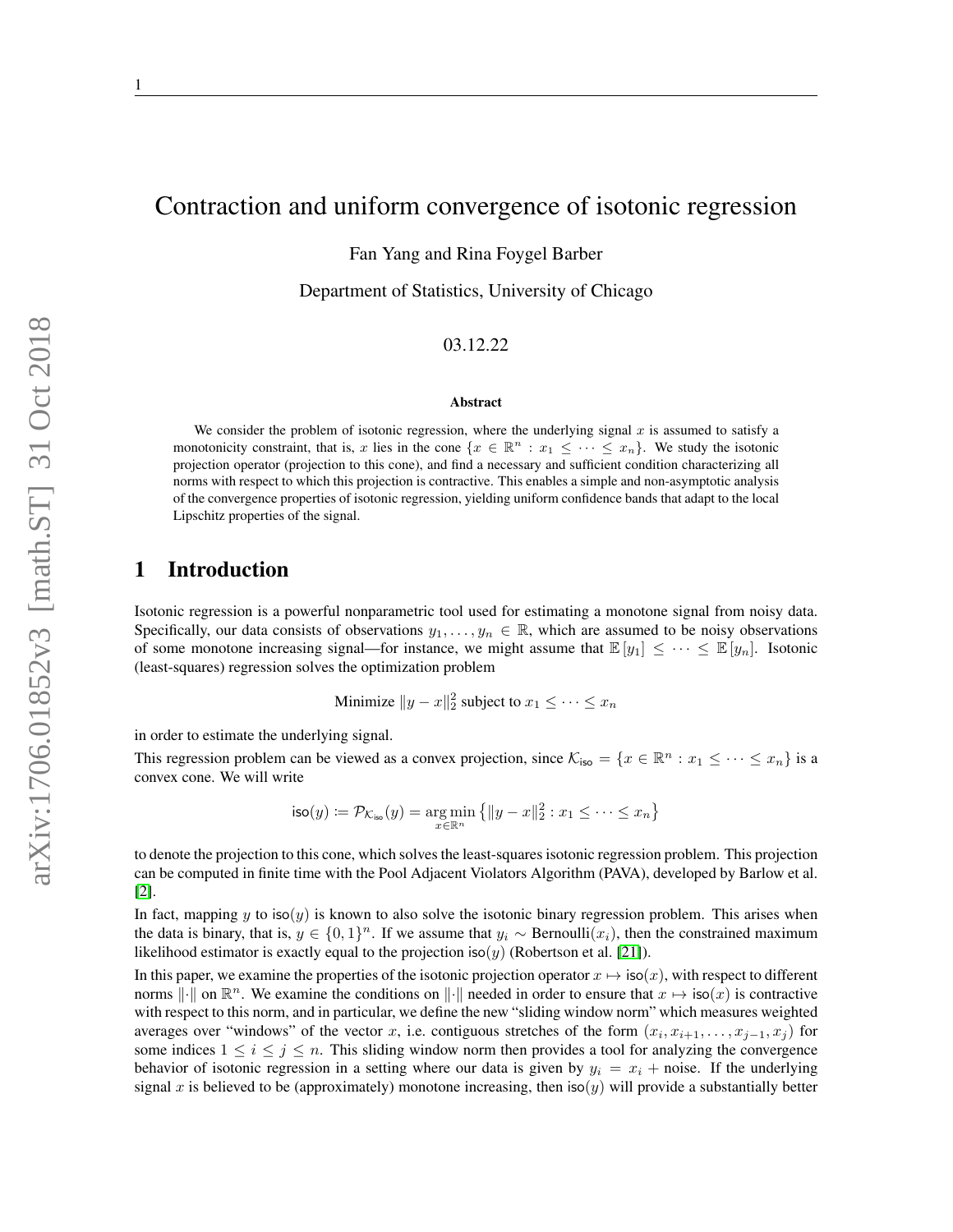# Contraction and uniform convergence of isotonic regression

Fan Yang and Rina Foygel Barber

Department of Statistics, University of Chicago

03.12.22

### Abstract

We consider the problem of isotonic regression, where the underlying signal $x$ is assumed to satisfy a monotonicity constraint, that is, $x$ lies in the cone $\{x \in \mathbb{R}^n : x_1 \leq \cdots \leq x_n\}$. We study the isotonic projection operator (projection to this cone), and find a necessary and sufficient condition characterizing all norms with respect to which this projection is contractive. This enables a simple and non-asymptotic analysis of the convergence properties of isotonic regression, yielding uniform confidence bands that adapt to the local Lipschitz properties of the signal.

## 1 Introduction

Isotonic regression is a powerful nonparametric tool used for estimating a monotone signal from noisy data. Specifically, our data consists of observations $y_1, \ldots, y_n \in \mathbb{R}$, which are assumed to be noisy observations of some monotone increasing signal—for instance, we might assume that $\mathbb{E}[y_1] \leq \cdots \leq \mathbb{E}[y_n]$. Isotonic (least-squares) regression solves the optimization problem

$$\text{Minimize } \|y - x\|_2^2 \text{ subject to } x_1 \leq \cdots \leq x_n$$

in order to estimate the underlying signal.

This regression problem can be viewed as a convex projection, since $\mathcal{K}_{\mathsf{iso}} = \{x \in \mathbb{R}^n : x_1 \leq \cdots \leq x_n\}$ is a convex cone. We will write

$$\mathsf{iso}(y) \coloneqq \mathcal{P}_{\mathcal{K}_{\mathsf{iso}}}(y) = \arg\min_{x \in \mathbb{R}^n} \left\{ \|y - x\|_2^2 : x_1 \leq \cdots \leq x_n \right\}$$

to denote the projection to this cone, which solves the least-squares isotonic regression problem. This projection can be computed in finite time with the Pool Adjacent Violators Algorithm (PAVA), developed by Barlow et al. [2].

In fact, mapping $y$ to $\mathsf{iso}(y)$ is known to also solve the isotonic binary regression problem. This arises when the data is binary, that is, $y \in \{0, 1\}^n$. If we assume that $y_i \sim \text{Bernoulli}(x_i)$, then the constrained maximum likelihood estimator is exactly equal to the projection $\mathsf{iso}(y)$ (Robertson et al. [21]).

In this paper, we examine the properties of the isotonic projection operator $x \mapsto \mathsf{iso}(x)$, with respect to different norms $\|\cdot\|$ on $\mathbb{R}^n$. We examine the conditions on $\|\cdot\|$ needed in order to ensure that $x \mapsto \mathsf{iso}(x)$ is contractive with respect to this norm, and in particular, we define the new "sliding window norm" which measures weighted averages over "windows" of the vector $x$, i.e. contiguous stretches of the form $(x_i, x_{i+1}, \ldots, x_{j-1}, x_j)$ for some indices $1 \leq i \leq j \leq n$. This sliding window norm then provides a tool for analyzing the convergence behavior of isotonic regression in a setting where our data is given by $y_i = x_i + \text{noise}$. If the underlying signal $x$ is believed to be (approximately) monotone increasing, then $\mathsf{iso}(y)$ will provide a substantially better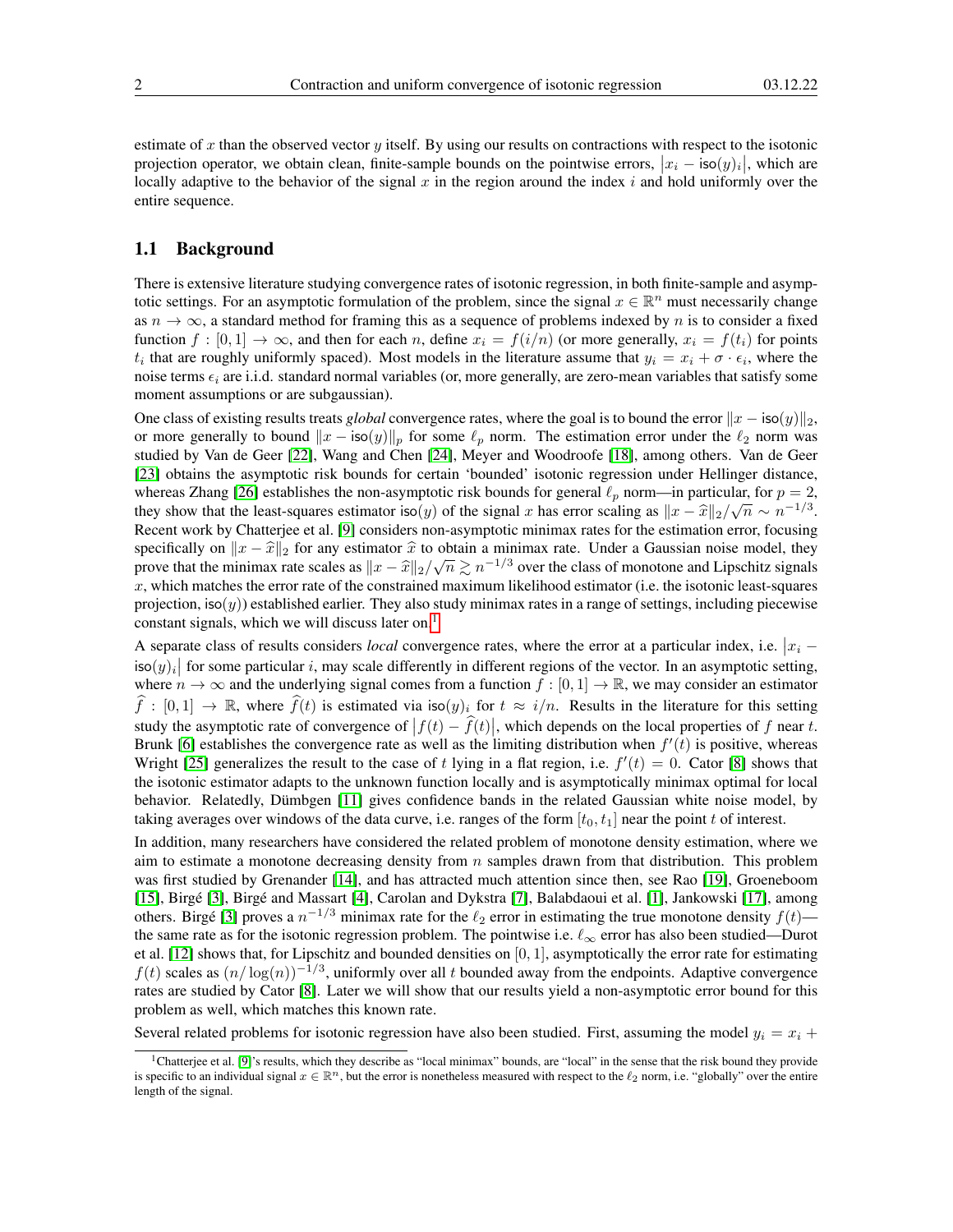estimate of $x$ than the observed vector $y$ itself. By using our results on contractions with respect to the isotonic projection operator, we obtain clean, finite-sample bounds on the pointwise errors, $|x_i - \mathsf{iso}(y)_i|$, which are locally adaptive to the behavior of the signal $x$ in the region around the index $i$ and hold uniformly over the entire sequence.

## 1.1 Background

There is extensive literature studying convergence rates of isotonic regression, in both finite-sample and asymptotic settings. For an asymptotic formulation of the problem, since the signal $x \in \mathbb{R}^n$ must necessarily change as $n \to \infty$, a standard method for framing this as a sequence of problems indexed by $n$ is to consider a fixed function $f : [0, 1] \to \infty$, and then for each $n$, define $x_i = f(i/n)$ (or more generally, $x_i = f(t_i)$ for points $t_i$ that are roughly uniformly spaced). Most models in the literature assume that $y_i = x_i + \sigma \cdot \epsilon_i$, where the noise terms $\epsilon_i$ are i.i.d. standard normal variables (or, more generally, are zero-mean variables that satisfy some moment assumptions or are subgaussian).

One class of existing results treats *global* convergence rates, where the goal is to bound the error $\|x - \mathsf{iso}(y)\|_2$, or more generally to bound $\|x - \mathsf{iso}(y)\|_p$ for some $\ell_p$ norm. The estimation error under the $\ell_2$ norm was studied by Van de Geer [22], Wang and Chen [24], Meyer and Woodroofe [18], among others. Van de Geer [23] obtains the asymptotic risk bounds for certain 'bounded' isotonic regression under Hellinger distance, whereas Zhang [26] establishes the non-asymptotic risk bounds for general $\ell_p$ norm—in particular, for $p = 2$, they show that the least-squares estimator $\mathsf{iso}(y)$ of the signal $x$ has error scaling as $\|x - \widehat{x}\|_2/\sqrt{n} \sim n^{-1/3}$. Recent work by Chatterjee et al. [9] considers non-asymptotic minimax rates for the estimation error, focusing specifically on $\|x - \widehat{x}\|_2$ for any estimator $\widehat{x}$ to obtain a minimax rate. Under a Gaussian noise model, they prove that the minimax rate scales as $\|x - \widehat{x}\|_2/\sqrt{n} \gtrsim n^{-1/3}$ over the class of monotone and Lipschitz signals $x$, which matches the error rate of the constrained maximum likelihood estimator (i.e. the isotonic least-squares projection, $\mathsf{iso}(y)$) established earlier. They also study minimax rates in a range of settings, including piecewise constant signals, which we will discuss later on.[1]

A separate class of results considers *local* convergence rates, where the error at a particular index, i.e. $|x_i - \mathsf{iso}(y)_i|$ for some particular $i$, may scale differently in different regions of the vector. In an asymptotic setting, where $n \to \infty$ and the underlying signal comes from a function $f : [0, 1] \to \mathbb{R}$, we may consider an estimator $\widehat{f} : [0, 1] \to \mathbb{R}$, where $\widehat{f}(t)$ is estimated via $\mathsf{iso}(y)_i$ for $t \approx i/n$. Results in the literature for this setting study the asymptotic rate of convergence of $|f(t) - \widehat{f}(t)|$, which depends on the local properties of $f$ near $t$. Brunk [6] establishes the convergence rate as well as the limiting distribution when $f'(t)$ is positive, whereas Wright [25] generalizes the result to the case of $t$ lying in a flat region, i.e. $f'(t) = 0$. Cator [8] shows that the isotonic estimator adapts to the unknown function locally and is asymptotically minimax optimal for local behavior. Relatedly, Dümbgen [11] gives confidence bands in the related Gaussian white noise model, by taking averages over windows of the data curve, i.e. ranges of the form $[t_0, t_1]$ near the point $t$ of interest.

In addition, many researchers have considered the related problem of monotone density estimation, where we aim to estimate a monotone decreasing density from $n$ samples drawn from that distribution. This problem was first studied by Grenander [14], and has attracted much attention since then, see Rao [19], Groeneboom [15], Birgé [3], Birgé and Massart [4], Carolan and Dykstra [7], Balabdaoui et al. [1], Jankowski [17], among others. Birgé [3] proves a $n^{-1/3}$ minimax rate for the $\ell_2$ error in estimating the true monotone density $f(t)$—the same rate as for the isotonic regression problem. The pointwise i.e. $\ell_\infty$ error has also been studied—Durot et al. [12] shows that, for Lipschitz and bounded densities on $[0, 1]$, asymptotically the error rate for estimating $f(t)$ scales as $(n/\log(n))^{-1/3}$, uniformly over all $t$ bounded away from the endpoints. Adaptive convergence rates are studied by Cator [8]. Later we will show that our results yield a non-asymptotic error bound for this problem as well, which matches this known rate.

Several related problems for isotonic regression have also been studied. First, assuming the model $y_i = x_i +$

[1] Chatterjee et al. [9]'s results, which they describe as "local minimax" bounds, are "local" in the sense that the risk bound they provide is specific to an individual signal $x \in \mathbb{R}^n$, but the error is nonetheless measured with respect to the $\ell_2$ norm, i.e. "globally" over the entire length of the signal.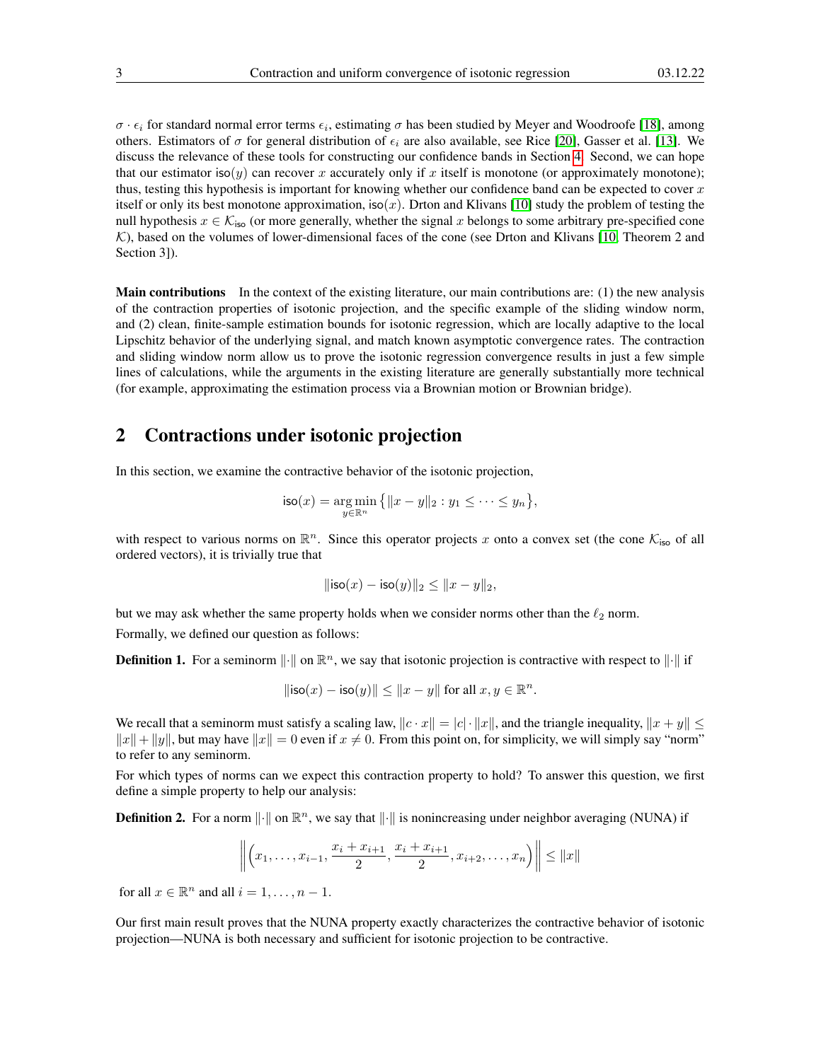$\sigma \cdot \epsilon_i$ for standard normal error terms $\epsilon_i$, estimating $\sigma$ has been studied by Meyer and Woodroofe [18], among others. Estimators of $\sigma$ for general distribution of $\epsilon_i$ are also available, see Rice [20], Gasser et al. [13]. We discuss the relevance of these tools for constructing our confidence bands in Section 4. Second, we can hope that our estimator $\mathsf{iso}(y)$ can recover $x$ accurately only if $x$ itself is monotone (or approximately monotone); thus, testing this hypothesis is important for knowing whether our confidence band can be expected to cover $x$ itself or only its best monotone approximation, $\mathsf{iso}(x)$. Drton and Klivans [10] study the problem of testing the null hypothesis $x \in \mathcal{K}_{\mathsf{iso}}$ (or more generally, whether the signal $x$ belongs to some arbitrary pre-specified cone $\mathcal{K}$), based on the volumes of lower-dimensional faces of the cone (see Drton and Klivans [10, Theorem 2 and Section 3]).

**Main contributions** In the context of the existing literature, our main contributions are: (1) the new analysis of the contraction properties of isotonic projection, and the specific example of the sliding window norm, and (2) clean, finite-sample estimation bounds for isotonic regression, which are locally adaptive to the local Lipschitz behavior of the underlying signal, and match known asymptotic convergence rates. The contraction and sliding window norm allow us to prove the isotonic regression convergence results in just a few simple lines of calculations, while the arguments in the existing literature are generally substantially more technical (for example, approximating the estimation process via a Brownian motion or Brownian bridge).

## 2 Contractions under isotonic projection

In this section, we examine the contractive behavior of the isotonic projection,

$$\mathsf{iso}(x) = \underset{y \in \mathbb{R}^n}{\arg\min} \left\{ \|x - y\|_2 : y_1 \leq \cdots \leq y_n \right\},$$

with respect to various norms on $\mathbb{R}^n$. Since this operator projects $x$ onto a convex set (the cone $\mathcal{K}_{\mathsf{iso}}$ of all ordered vectors), it is trivially true that

$$\|\mathsf{iso}(x) - \mathsf{iso}(y)\|_2 \leq \|x - y\|_2,$$

but we may ask whether the same property holds when we consider norms other than the $\ell_2$ norm.

Formally, we defined our question as follows:

**Definition 1.** For a seminorm $\|\cdot\|$ on $\mathbb{R}^n$, we say that isotonic projection is contractive with respect to $\|\cdot\|$ if

$$\|\mathsf{iso}(x) - \mathsf{iso}(y)\| \leq \|x - y\| \text{ for all } x, y \in \mathbb{R}^n.$$

We recall that a seminorm must satisfy a scaling law, $\|c \cdot x\| = |c| \cdot \|x\|$, and the triangle inequality, $\|x + y\| \leq \|x\| + \|y\|$, but may have $\|x\| = 0$ even if $x \neq 0$. From this point on, for simplicity, we will simply say "norm" to refer to any seminorm.

For which types of norms can we expect this contraction property to hold? To answer this question, we first define a simple property to help our analysis:

**Definition 2.** For a norm $\|\cdot\|$ on $\mathbb{R}^n$, we say that $\|\cdot\|$ is nonincreasing under neighbor averaging (NUNA) if

$$\left\| \left( x_1, \ldots, x_{i-1}, \frac{x_i + x_{i+1}}{2}, \frac{x_i + x_{i+1}}{2}, x_{i+2}, \ldots, x_n \right) \right\| \leq \|x\|$$

for all $x \in \mathbb{R}^n$ and all $i = 1, \ldots, n-1$.

Our first main result proves that the NUNA property exactly characterizes the contractive behavior of isotonic projection—NUNA is both necessary and sufficient for isotonic projection to be contractive.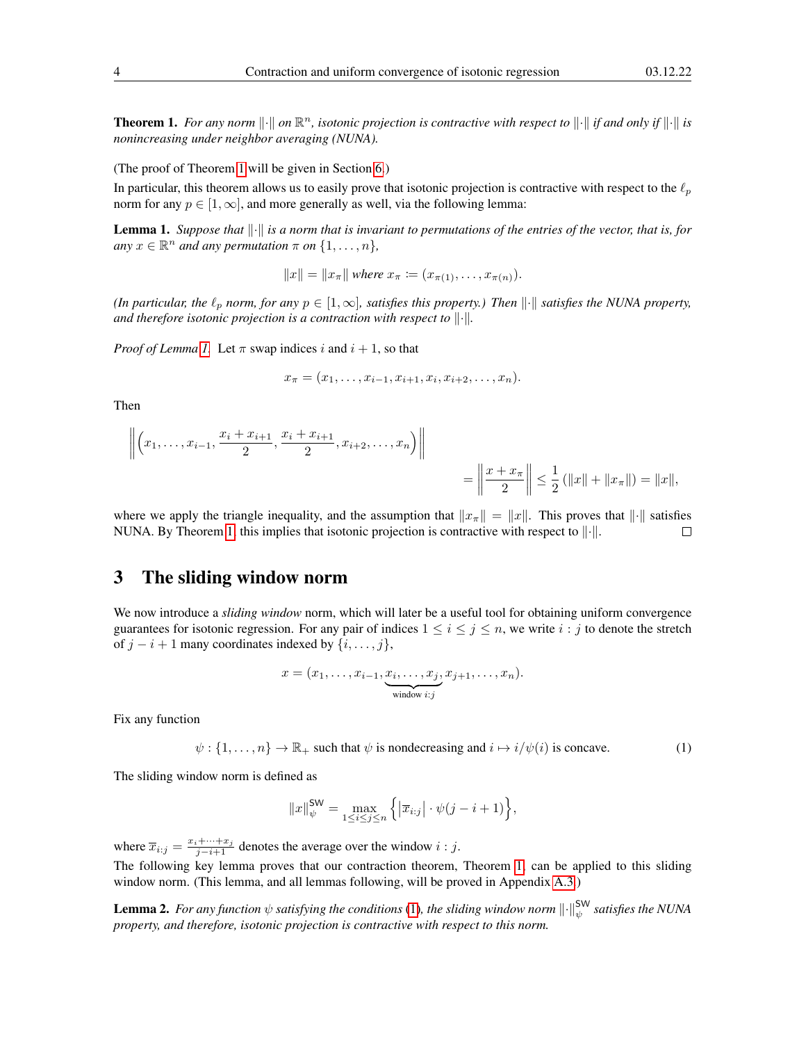**Theorem 1.** *For any norm $\|\cdot\|$ on $\mathbb{R}^n$, isotonic projection is contractive with respect to $\|\cdot\|$ if and only if $\|\cdot\|$ is nonincreasing under neighbor averaging (NUNA).*

(The proof of Theorem 1 will be given in Section 6.)

In particular, this theorem allows us to easily prove that isotonic projection is contractive with respect to the $\ell_p$ norm for any $p \in [1, \infty]$, and more generally as well, via the following lemma:

**Lemma 1.** *Suppose that $\|\cdot\|$ is a norm that is invariant to permutations of the entries of the vector, that is, for any $x \in \mathbb{R}^n$ and any permutation $\pi$ on $\{1, \ldots, n\}$,*

$$\|x\| = \|x_\pi\| \text{ where } x_\pi := (x_{\pi(1)}, \ldots, x_{\pi(n)}).$$

*(In particular, the $\ell_p$ norm, for any $p \in [1, \infty]$, satisfies this property.) Then $\|\cdot\|$ satisfies the NUNA property, and therefore isotonic projection is a contraction with respect to $\|\cdot\|$.*

*Proof of Lemma 1.* Let $\pi$ swap indices $i$ and $i+1$, so that

$$x_\pi = (x_1, \ldots, x_{i-1}, x_{i+1}, x_i, x_{i+2}, \ldots, x_n).$$

Then

$$\left\| \left( x_1, \ldots, x_{i-1}, \frac{x_i + x_{i+1}}{2}, \frac{x_i + x_{i+1}}{2}, x_{i+2}, \ldots, x_n \right) \right\| = \left\| \frac{x + x_\pi}{2} \right\| \leq \frac{1}{2} \left( \|x\| + \|x_\pi\| \right) = \|x\|,$$

where we apply the triangle inequality, and the assumption that $\|x_\pi\| = \|x\|$. This proves that $\|\cdot\|$ satisfies NUNA. By Theorem 1, this implies that isotonic projection is contractive with respect to $\|\cdot\|$. $\square$

# 3 The sliding window norm

We now introduce a *sliding window* norm, which will later be a useful tool for obtaining uniform convergence guarantees for isotonic regression. For any pair of indices $1 \leq i \leq j \leq n$, we write $i : j$ to denote the stretch of $j - i + 1$ many coordinates indexed by $\{i, \ldots, j\}$,

$$x = (x_1, \ldots, x_{i-1}, \underbrace{x_i, \ldots, x_j}_{\text{window } i:j}, x_{j+1}, \ldots, x_n).$$

Fix any function

$$\psi : \{1, \ldots, n\} \to \mathbb{R}_+ \text{ such that } \psi \text{ is nondecreasing and } i \mapsto i/\psi(i) \text{ is concave.} \tag{1}$$

The sliding window norm is defined as

$$\|x\|_\psi^{\mathsf{SW}} = \max_{1 \leq i \leq j \leq n} \left\{ \left| \overline{x}_{i:j} \right| \cdot \psi(j - i + 1) \right\},$$

where $\overline{x}_{i:j} = \frac{x_i + \cdots + x_j}{j - i + 1}$ denotes the average over the window $i : j$.

The following key lemma proves that our contraction theorem, Theorem 1, can be applied to this sliding window norm. (This lemma, and all lemmas following, will be proved in Appendix A.3.)

**Lemma 2.** *For any function $\psi$ satisfying the conditions (1), the sliding window norm $\|\cdot\|_\psi^{\mathsf{SW}}$ satisfies the NUNA property, and therefore, isotonic projection is contractive with respect to this norm.*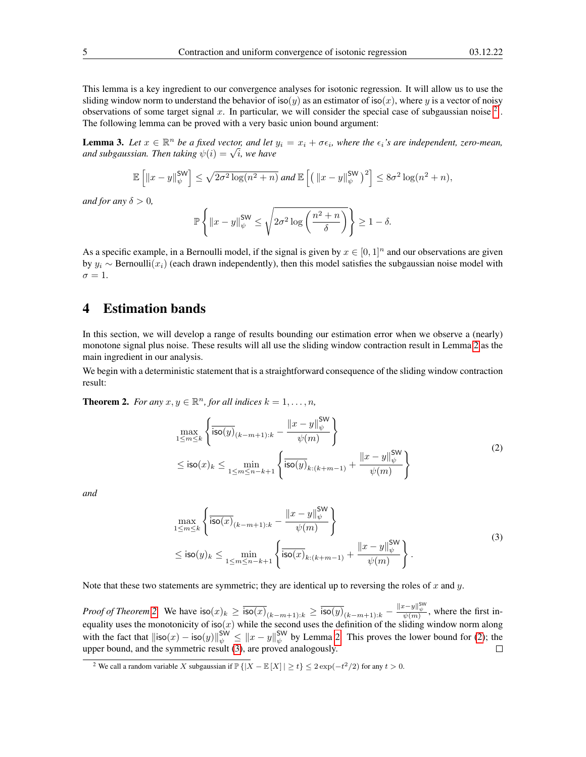This lemma is a key ingredient to our convergence analyses for isotonic regression. It will allow us to use the sliding window norm to understand the behavior of $\mathsf{iso}(y)$ as an estimator of $\mathsf{iso}(x)$, where $y$ is a vector of noisy observations of some target signal $x$. In particular, we will consider the special case of subgaussian noise [2]. The following lemma can be proved with a very basic union bound argument:

**Lemma 3.** *Let $x \in \mathbb{R}^n$ be a fixed vector, and let $y_i = x_i + \sigma\epsilon_i$, where the $\epsilon_i$'s are independent, zero-mean, and subgaussian. Then taking $\psi(i) = \sqrt{i}$, we have*

$$\mathbb{E}\left[\|x-y\|_\psi^{\mathsf{SW}}\right] \leq \sqrt{2\sigma^2 \log(n^2+n)} \text{ and } \mathbb{E}\left[\left(\|x-y\|_\psi^{\mathsf{SW}}\right)^2\right] \leq 8\sigma^2\log(n^2+n),$$

*and for any $\delta > 0$,*

$$\mathbb{P}\left\{\|x-y\|_\psi^{\mathsf{SW}} \leq \sqrt{2\sigma^2 \log\left(\frac{n^2+n}{\delta}\right)}\right\} \geq 1-\delta.$$

As a specific example, in a Bernoulli model, if the signal is given by $x \in [0,1]^n$ and our observations are given by $y_i \sim \text{Bernoulli}(x_i)$ (each drawn independently), then this model satisfies the subgaussian noise model with $\sigma = 1$.

# 4 Estimation bands

In this section, we will develop a range of results bounding our estimation error when we observe a (nearly) monotone signal plus noise. These results will all use the sliding window contraction result in Lemma 2 as the main ingredient in our analysis.

We begin with a deterministic statement that is a straightforward consequence of the sliding window contraction result:

**Theorem 2.** *For any $x, y \in \mathbb{R}^n$, for all indices $k = 1, \dots, n$,*

$$\max_{1\leq m\leq k}\left\{\overline{\mathsf{iso}(y)}_{(k-m+1):k} - \frac{\|x-y\|_\psi^{\mathsf{SW}}}{\psi(m)}\right\} \leq \mathsf{iso}(x)_k \leq \min_{1\leq m\leq n-k+1}\left\{\overline{\mathsf{iso}(y)}_{k:(k+m-1)} + \frac{\|x-y\|_\psi^{\mathsf{SW}}}{\psi(m)}\right\} \tag{2}$$

*and*

$$\max_{1\leq m\leq k}\left\{\overline{\mathsf{iso}(x)}_{(k-m+1):k} - \frac{\|x-y\|_\psi^{\mathsf{SW}}}{\psi(m)}\right\} \leq \mathsf{iso}(y)_k \leq \min_{1\leq m\leq n-k+1}\left\{\overline{\mathsf{iso}(x)}_{k:(k+m-1)} + \frac{\|x-y\|_\psi^{\mathsf{SW}}}{\psi(m)}\right\}. \tag{3}$$

Note that these two statements are symmetric; they are identical up to reversing the roles of $x$ and $y$.

*Proof of Theorem 2.* We have $\mathsf{iso}(x)_k \geq \overline{\mathsf{iso}(x)}_{(k-m+1):k} \geq \overline{\mathsf{iso}(y)}_{(k-m+1):k} - \frac{\|x-y\|_\psi^{\mathsf{SW}}}{\psi(m)}$, where the first inequality uses the monotonicity of $\mathsf{iso}(x)$ while the second uses the definition of the sliding window norm along with the fact that $\|\mathsf{iso}(x) - \mathsf{iso}(y)\|_\psi^{\mathsf{SW}} \leq \|x-y\|_\psi^{\mathsf{SW}}$ by Lemma 2. This proves the lower bound for (2); the upper bound, and the symmetric result (3), are proved analogously. □

[2] We call a random variable $X$ subgaussian if $\mathbb{P}\{|X - \mathbb{E}[X]| \geq t\} \leq 2\exp(-t^2/2)$ for any $t > 0$.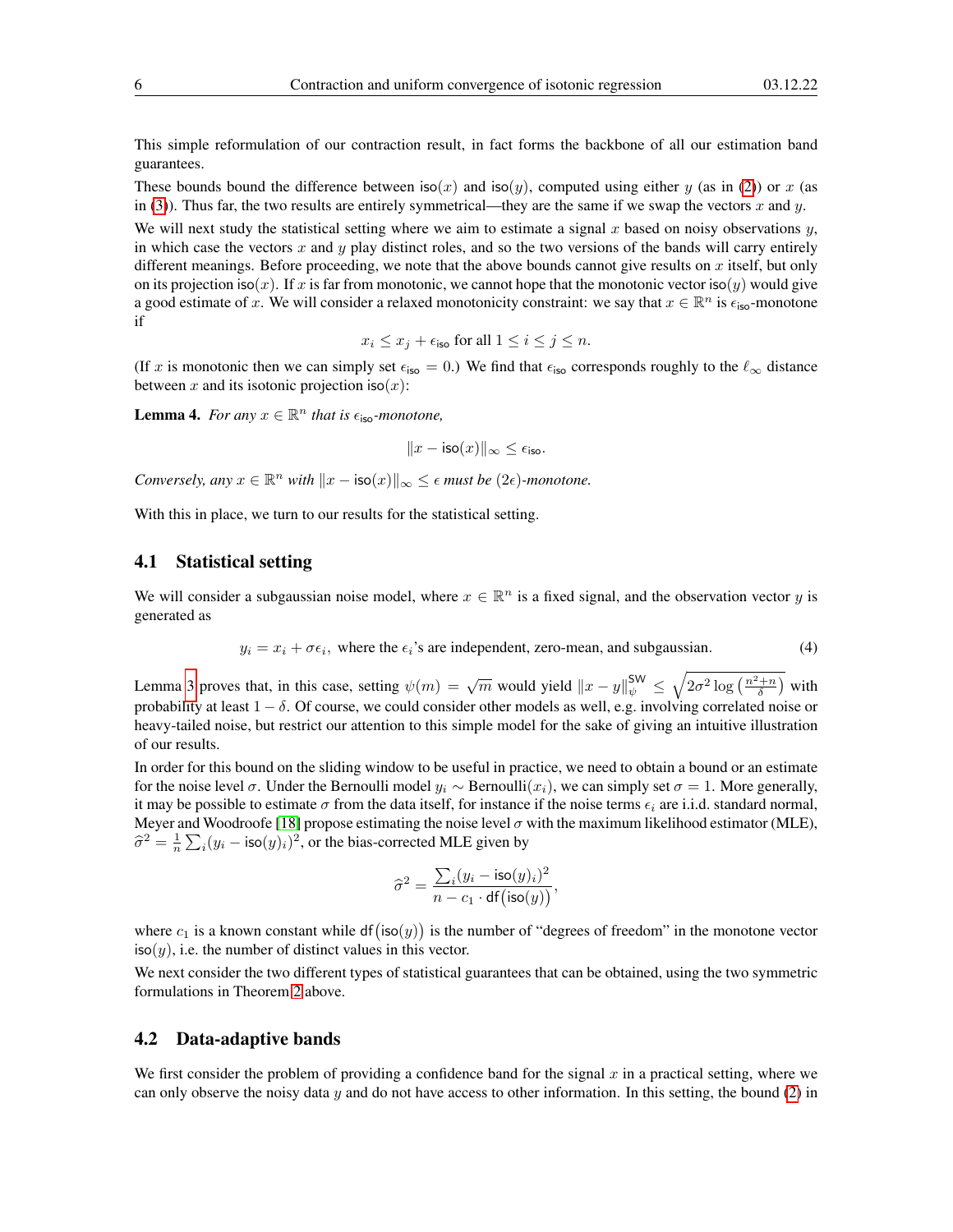This simple reformulation of our contraction result, in fact forms the backbone of all our estimation band guarantees.

These bounds bound the difference between $\mathsf{iso}(x)$ and $\mathsf{iso}(y)$, computed using either $y$ (as in (2)) or $x$ (as in (3)). Thus far, the two results are entirely symmetrical—they are the same if we swap the vectors $x$ and $y$.

We will next study the statistical setting where we aim to estimate a signal $x$ based on noisy observations $y$, in which case the vectors $x$ and $y$ play distinct roles, and so the two versions of the bands will carry entirely different meanings. Before proceeding, we note that the above bounds cannot give results on $x$ itself, but only on its projection $\mathsf{iso}(x)$. If $x$ is far from monotonic, we cannot hope that the monotonic vector $\mathsf{iso}(y)$ would give a good estimate of $x$. We will consider a relaxed monotonicity constraint: we say that $x \in \mathbb{R}^n$ is $\epsilon_{\mathsf{iso}}$-monotone if

$$x_i \leq x_j + \epsilon_{\mathsf{iso}} \text{ for all } 1 \leq i \leq j \leq n.$$

(If $x$ is monotonic then we can simply set $\epsilon_{\mathsf{iso}} = 0$.) We find that $\epsilon_{\mathsf{iso}}$ corresponds roughly to the $\ell_\infty$ distance between $x$ and its isotonic projection $\mathsf{iso}(x)$:

**Lemma 4.** *For any $x \in \mathbb{R}^n$ that is $\epsilon_{\mathsf{iso}}$-monotone,*

$$\|x - \mathsf{iso}(x)\|_\infty \leq \epsilon_{\mathsf{iso}}.$$

*Conversely, any $x \in \mathbb{R}^n$ with $\|x - \mathsf{iso}(x)\|_\infty \leq \epsilon$ must be $(2\epsilon)$-monotone.*

With this in place, we turn to our results for the statistical setting.

### 4.1 Statistical setting

We will consider a subgaussian noise model, where $x \in \mathbb{R}^n$ is a fixed signal, and the observation vector $y$ is generated as

$$y_i = x_i + \sigma\epsilon_i, \text{ where the } \epsilon_i\text{'s are independent, zero-mean, and subgaussian.} \tag{4}$$

Lemma 3 proves that, in this case, setting $\psi(m) = \sqrt{m}$ would yield $\|x - y\|_\psi^{\mathsf{SW}} \leq \sqrt{2\sigma^2 \log\left(\frac{n^2+n}{\delta}\right)}$ with probability at least $1 - \delta$. Of course, we could consider other models as well, e.g. involving correlated noise or heavy-tailed noise, but restrict our attention to this simple model for the sake of giving an intuitive illustration of our results.

In order for this bound on the sliding window to be useful in practice, we need to obtain a bound or an estimate for the noise level $\sigma$. Under the Bernoulli model $y_i \sim \text{Bernoulli}(x_i)$, we can simply set $\sigma = 1$. More generally, it may be possible to estimate $\sigma$ from the data itself, for instance if the noise terms $\epsilon_i$ are i.i.d. standard normal, Meyer and Woodroofe [18] propose estimating the noise level $\sigma$ with the maximum likelihood estimator (MLE), $\widehat{\sigma}^2 = \frac{1}{n}\sum_i (y_i - \mathsf{iso}(y)_i)^2$, or the bias-corrected MLE given by

$$\widehat{\sigma}^2 = \frac{\sum_i (y_i - \mathsf{iso}(y)_i)^2}{n - c_1 \cdot \mathsf{df}\big(\mathsf{iso}(y)\big)},$$

where $c_1$ is a known constant while $\mathsf{df}\big(\mathsf{iso}(y)\big)$ is the number of "degrees of freedom" in the monotone vector $\mathsf{iso}(y)$, i.e. the number of distinct values in this vector.

We next consider the two different types of statistical guarantees that can be obtained, using the two symmetric formulations in Theorem 2 above.

### 4.2 Data-adaptive bands

We first consider the problem of providing a confidence band for the signal $x$ in a practical setting, where we can only observe the noisy data $y$ and do not have access to other information. In this setting, the bound (2) in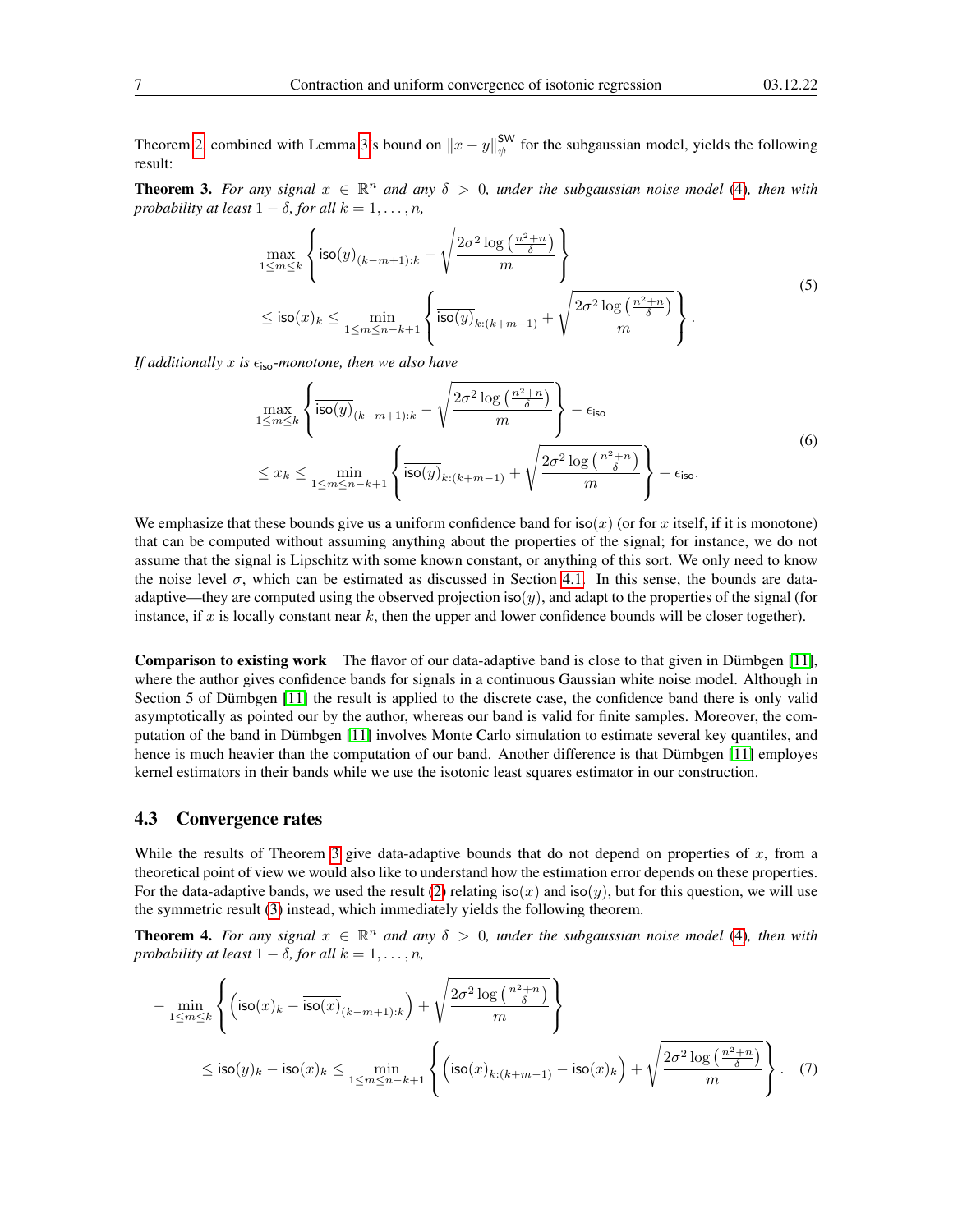Theorem 2, combined with Lemma 3's bound on $\|x-y\|_{\psi}^{\mathsf{SW}}$ for the subgaussian model, yields the following result:

**Theorem 3.** *For any signal $x \in \mathbb{R}^n$ and any $\delta > 0$, under the subgaussian noise model (4), then with probability at least $1-\delta$, for all $k = 1, \dots, n$,*

$$
\begin{aligned}
&\max_{1 \le m \le k} \left\{ \overline{\mathsf{iso}(y)}_{(k-m+1):k} - \sqrt{\frac{2\sigma^2 \log\left(\frac{n^2+n}{\delta}\right)}{m}} \right\} \\
&\le \mathsf{iso}(x)_k \le \min_{1 \le m \le n-k+1} \left\{ \overline{\mathsf{iso}(y)}_{k:(k+m-1)} + \sqrt{\frac{2\sigma^2 \log\left(\frac{n^2+n}{\delta}\right)}{m}} \right\}.
\end{aligned}
\tag{5}
$$

*If additionally $x$ is $\epsilon_{\mathsf{iso}}$-monotone, then we also have*

$$
\begin{aligned}
&\max_{1 \le m \le k} \left\{ \overline{\mathsf{iso}(y)}_{(k-m+1):k} - \sqrt{\frac{2\sigma^2 \log\left(\frac{n^2+n}{\delta}\right)}{m}} \right\} - \epsilon_{\mathsf{iso}} \\
&\le x_k \le \min_{1 \le m \le n-k+1} \left\{ \overline{\mathsf{iso}(y)}_{k:(k+m-1)} + \sqrt{\frac{2\sigma^2 \log\left(\frac{n^2+n}{\delta}\right)}{m}} \right\} + \epsilon_{\mathsf{iso}}.
\end{aligned}
\tag{6}
$$

We emphasize that these bounds give us a uniform confidence band for $\mathsf{iso}(x)$ (or for $x$ itself, if it is monotone) that can be computed without assuming anything about the properties of the signal; for instance, we do not assume that the signal is Lipschitz with some known constant, or anything of this sort. We only need to know the noise level $\sigma$, which can be estimated as discussed in Section 4.1. In this sense, the bounds are data-adaptive—they are computed using the observed projection $\mathsf{iso}(y)$, and adapt to the properties of the signal (for instance, if $x$ is locally constant near $k$, then the upper and lower confidence bounds will be closer together).

**Comparison to existing work** The flavor of our data-adaptive band is close to that given in Dümbgen [11], where the author gives confidence bands for signals in a continuous Gaussian white noise model. Although in Section 5 of Dümbgen [11] the result is applied to the discrete case, the confidence band there is only valid asymptotically as pointed our by the author, whereas our band is valid for finite samples. Moreover, the computation of the band in Dümbgen [11] involves Monte Carlo simulation to estimate several key quantiles, and hence is much heavier than the computation of our band. Another difference is that Dümbgen [11] employes kernel estimators in their bands while we use the isotonic least squares estimator in our construction.

### 4.3 Convergence rates

While the results of Theorem 3 give data-adaptive bounds that do not depend on properties of $x$, from a theoretical point of view we would also like to understand how the estimation error depends on these properties. For the data-adaptive bands, we used the result (2) relating $\mathsf{iso}(x)$ and $\mathsf{iso}(y)$, but for this question, we will use the symmetric result (3) instead, which immediately yields the following theorem.

**Theorem 4.** *For any signal $x \in \mathbb{R}^n$ and any $\delta > 0$, under the subgaussian noise model (4), then with probability at least $1-\delta$, for all $k = 1, \dots, n$,*

$$
\begin{aligned}
&-\min_{1 \le m \le k} \left\{ \left(\mathsf{iso}(x)_k - \overline{\mathsf{iso}(x)}_{(k-m+1):k}\right) + \sqrt{\frac{2\sigma^2 \log\left(\frac{n^2+n}{\delta}\right)}{m}} \right\} \\
&\le \mathsf{iso}(y)_k - \mathsf{iso}(x)_k \le \min_{1 \le m \le n-k+1} \left\{ \left(\overline{\mathsf{iso}(x)}_{k:(k+m-1)} - \mathsf{iso}(x)_k\right) + \sqrt{\frac{2\sigma^2 \log\left(\frac{n^2+n}{\delta}\right)}{m}} \right\}.
\end{aligned}
\tag{7}
$$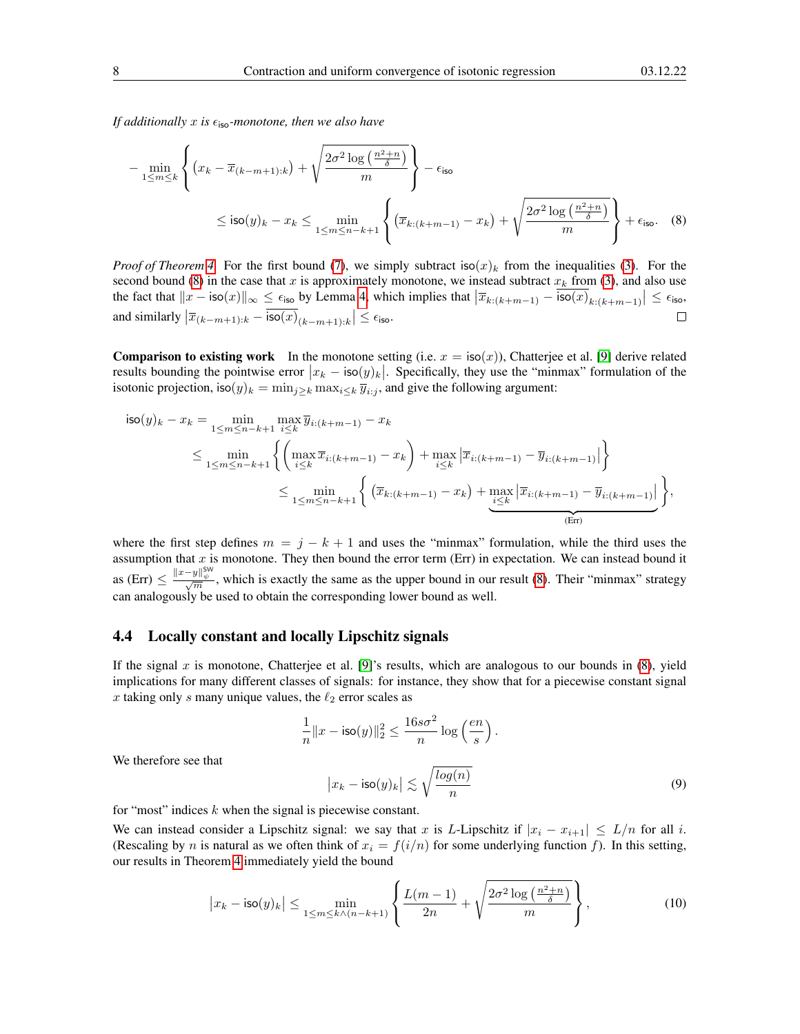*If additionally $x$ is $\epsilon_{\mathsf{iso}}$-monotone, then we also have*

$$
-\min_{1\le m\le k}\left\{\left(x_k - \overline{x}_{(k-m+1):k}\right) + \sqrt{\frac{2\sigma^2\log\left(\frac{n^2+n}{\delta}\right)}{m}}\right\} - \epsilon_{\mathsf{iso}}
$$

$$
\le \mathsf{iso}(y)_k - x_k \le \min_{1\le m\le n-k+1}\left\{\left(\overline{x}_{k:(k+m-1)} - x_k\right) + \sqrt{\frac{2\sigma^2\log\left(\frac{n^2+n}{\delta}\right)}{m}}\right\} + \epsilon_{\mathsf{iso}}. \quad (8)
$$

*Proof of Theorem 4.* For the first bound (7), we simply subtract $\mathsf{iso}(x)_k$ from the inequalities (3). For the second bound (8) in the case that $x$ is approximately monotone, we instead subtract $x_k$ from (3), and also use the fact that $\|x - \mathsf{iso}(x)\|_\infty \le \epsilon_{\mathsf{iso}}$ by Lemma 4, which implies that $\left|\overline{x}_{k:(k+m-1)} - \overline{\mathsf{iso}(x)}_{k:(k+m-1)}\right| \le \epsilon_{\mathsf{iso}}$, and similarly $\left|\overline{x}_{(k-m+1):k} - \overline{\mathsf{iso}(x)}_{(k-m+1):k}\right| \le \epsilon_{\mathsf{iso}}$. $\square$

**Comparison to existing work** In the monotone setting (i.e. $x = \mathsf{iso}(x)$), Chatterjee et al. [9] derive related results bounding the pointwise error $\left|x_k - \mathsf{iso}(y)_k\right|$. Specifically, they use the "minmax" formulation of the isotonic projection, $\mathsf{iso}(y)_k = \min_{j\ge k}\max_{i\le k}\overline{y}_{i:j}$, and give the following argument:

$$
\begin{aligned}
\mathsf{iso}(y)_k - x_k &= \min_{1\le m\le n-k+1}\max_{i\le k}\overline{y}_{i:(k+m-1)} - x_k \\
&\le \min_{1\le m\le n-k+1}\left\{\left(\max_{i\le k}\overline{x}_{i:(k+m-1)} - x_k\right) + \max_{i\le k}\left|\overline{x}_{i:(k+m-1)} - \overline{y}_{i:(k+m-1)}\right|\right\} \\
&\le \min_{1\le m\le n-k+1}\left\{\left(\overline{x}_{k:(k+m-1)} - x_k\right) + \underbrace{\max_{i\le k}\left|\overline{x}_{i:(k+m-1)} - \overline{y}_{i:(k+m-1)}\right|}_{\text{(Err)}}\right\},
\end{aligned}
$$

where the first step defines $m = j - k + 1$ and uses the "minmax" formulation, while the third uses the assumption that $x$ is monotone. They then bound the error term (Err) in expectation. We can instead bound it as (Err) $\le \frac{\|x-y\|_\psi^{\mathsf{SW}}}{\sqrt{m}}$, which is exactly the same as the upper bound in our result (8). Their "minmax" strategy can analogously be used to obtain the corresponding lower bound as well.

### 4.4 Locally constant and locally Lipschitz signals

If the signal $x$ is monotone, Chatterjee et al. [9]'s results, which are analogous to our bounds in (8), yield implications for many different classes of signals: for instance, they show that for a piecewise constant signal $x$ taking only $s$ many unique values, the $\ell_2$ error scales as

$$
\frac{1}{n}\|x - \mathsf{iso}(y)\|_2^2 \le \frac{16s\sigma^2}{n}\log\left(\frac{en}{s}\right).
$$

We therefore see that

$$
\left|x_k - \mathsf{iso}(y)_k\right| \lesssim \sqrt{\frac{log(n)}{n}} \quad (9)
$$

for "most" indices $k$ when the signal is piecewise constant.

We can instead consider a Lipschitz signal: we say that $x$ is $L$-Lipschitz if $|x_i - x_{i+1}| \le L/n$ for all $i$. (Rescaling by $n$ is natural as we often think of $x_i = f(i/n)$ for some underlying function $f$). In this setting, our results in Theorem 4 immediately yield the bound

$$
\left|x_k - \mathsf{iso}(y)_k\right| \le \min_{1\le m\le k\wedge(n-k+1)}\left\{\frac{L(m-1)}{2n} + \sqrt{\frac{2\sigma^2\log\left(\frac{n^2+n}{\delta}\right)}{m}}\right\}, \quad (10)
$$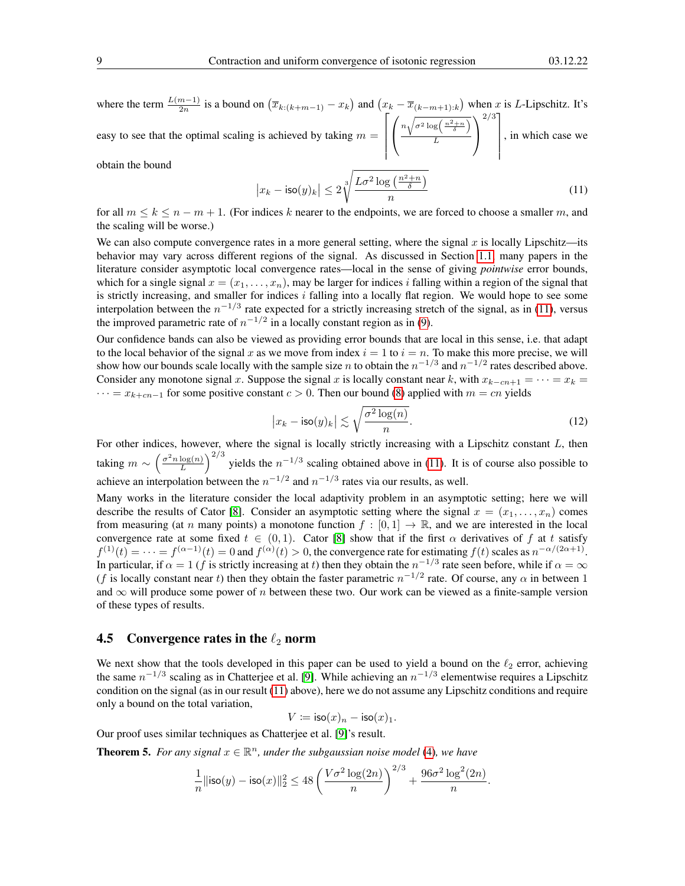where the term $\frac{L(m-1)}{2n}$ is a bound on $\left(\overline{x}_{k:(k+m-1)} - x_k\right)$ and $\left(x_k - \overline{x}_{(k-m+1):k}\right)$ when $x$ is $L$-Lipschitz. It's easy to see that the optimal scaling is achieved by taking $m = \left\lceil \left(\frac{n\sqrt{\sigma^2 \log\left(\frac{n^2+n}{\delta}\right)}}{L}\right)^{2/3} \right\rceil$, in which case we obtain the bound

$$\left|x_k - \mathsf{iso}(y)_k\right| \leq 2\sqrt[3]{\frac{L\sigma^2 \log\left(\frac{n^2+n}{\delta}\right)}{n}} \tag{11}$$

for all $m \leq k \leq n-m+1$. (For indices $k$ nearer to the endpoints, we are forced to choose a smaller $m$, and the scaling will be worse.)

We can also compute convergence rates in a more general setting, where the signal $x$ is locally Lipschitz—its behavior may vary across different regions of the signal. As discussed in Section 1.1, many papers in the literature consider asymptotic local convergence rates—local in the sense of giving *pointwise* error bounds, which for a single signal $x = (x_1, \ldots, x_n)$, may be larger for indices $i$ falling within a region of the signal that is strictly increasing, and smaller for indices $i$ falling into a locally flat region. We would hope to see some interpolation between the $n^{-1/3}$ rate expected for a strictly increasing stretch of the signal, as in (11), versus the improved parametric rate of $n^{-1/2}$ in a locally constant region as in (9).

Our confidence bands can also be viewed as providing error bounds that are local in this sense, i.e. that adapt to the local behavior of the signal $x$ as we move from index $i = 1$ to $i = n$. To make this more precise, we will show how our bounds scale locally with the sample size $n$ to obtain the $n^{-1/3}$ and $n^{-1/2}$ rates described above. Consider any monotone signal $x$. Suppose the signal $x$ is locally constant near $k$, with $x_{k-cn+1} = \cdots = x_k = \cdots = x_{k+cn-1}$ for some positive constant $c > 0$. Then our bound (8) applied with $m = cn$ yields

$$\left|x_k - \mathsf{iso}(y)_k\right| \lesssim \sqrt{\frac{\sigma^2 \log(n)}{n}}. \tag{12}$$

For other indices, however, where the signal is locally strictly increasing with a Lipschitz constant $L$, then taking $m \sim \left(\frac{\sigma^2 n \log(n)}{L}\right)^{2/3}$ yields the $n^{-1/3}$ scaling obtained above in (11). It is of course also possible to achieve an interpolation between the $n^{-1/2}$ and $n^{-1/3}$ rates via our results, as well.

Many works in the literature consider the local adaptivity problem in an asymptotic setting; here we will describe the results of Cator [8]. Consider an asymptotic setting where the signal $x = (x_1, \ldots, x_n)$ comes from measuring (at $n$ many points) a monotone function $f : [0,1] \to \mathbb{R}$, and we are interested in the local convergence rate at some fixed $t \in (0,1)$. Cator [8] show that if the first $\alpha$ derivatives of $f$ at $t$ satisfy $f^{(1)}(t) = \cdots = f^{(\alpha-1)}(t) = 0$ and $f^{(\alpha)}(t) > 0$, the convergence rate for estimating $f(t)$ scales as $n^{-\alpha/(2\alpha+1)}$. In particular, if $\alpha = 1$ ($f$ is strictly increasing at $t$) then they obtain the $n^{-1/3}$ rate seen before, while if $\alpha = \infty$ ($f$ is locally constant near $t$) then they obtain the faster parametric $n^{-1/2}$ rate. Of course, any $\alpha$ in between 1 and $\infty$ will produce some power of $n$ between these two. Our work can be viewed as a finite-sample version of these types of results.

## 4.5 Convergence rates in the $\ell_2$ norm

We next show that the tools developed in this paper can be used to yield a bound on the $\ell_2$ error, achieving the same $n^{-1/3}$ scaling as in Chatterjee et al. [9]. While achieving an $n^{-1/3}$ elementwise requires a Lipschitz condition on the signal (as in our result (11) above), here we do not assume any Lipschitz conditions and require only a bound on the total variation,

$$V \coloneqq \mathsf{iso}(x)_n - \mathsf{iso}(x)_1.$$

Our proof uses similar techniques as Chatterjee et al. [9]'s result.

**Theorem 5.** *For any signal $x \in \mathbb{R}^n$, under the subgaussian noise model (4), we have*

$$\frac{1}{n}\|\mathsf{iso}(y) - \mathsf{iso}(x)\|_2^2 \leq 48\left(\frac{V\sigma^2 \log(2n)}{n}\right)^{2/3} + \frac{96\sigma^2 \log^2(2n)}{n}.$$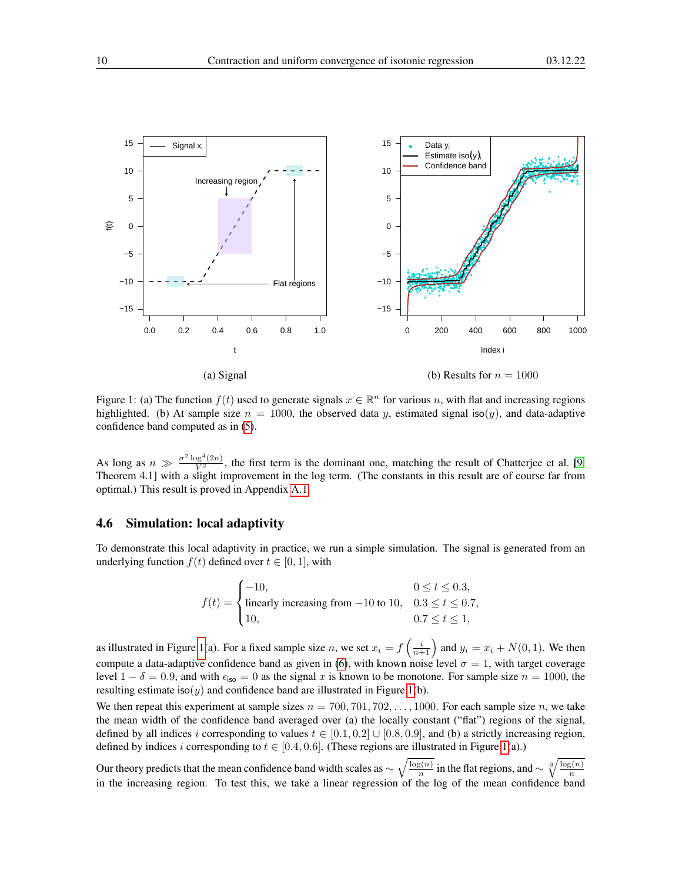(a) Signal

(b) Results for $n = 1000$

Figure 1: (a) The function $f(t)$ used to generate signals $x \in \mathbb{R}^n$ for various $n$, with flat and increasing regions highlighted. (b) At sample size $n = 1000$, the observed data $y$, estimated signal $\mathsf{iso}(y)$, and data-adaptive confidence band computed as in (5).

As long as $n \gg \frac{\sigma^2 \log^4(2n)}{V^2}$, the first term is the dominant one, matching the result of Chatterjee et al. [9, Theorem 4.1] with a slight improvement in the log term. (The constants in this result are of course far from optimal.) This result is proved in Appendix A.1.

### 4.6 Simulation: local adaptivity

To demonstrate this local adaptivity in practice, we run a simple simulation. The signal is generated from an underlying function $f(t)$ defined over $t \in [0, 1]$, with

$$
f(t) = \begin{cases} -10, & 0 \le t \le 0.3, \\ \text{linearly increasing from } -10 \text{ to } 10, & 0.3 \le t \le 0.7, \\ 10, & 0.7 \le t \le 1, \end{cases}
$$

as illustrated in Figure 1(a). For a fixed sample size $n$, we set $x_i = f\left(\frac{i}{n+1}\right)$ and $y_i = x_i + N(0, 1)$. We then compute a data-adaptive confidence band as given in (6), with known noise level $\sigma = 1$, with target coverage level $1 - \delta = 0.9$, and with $\epsilon_{\mathsf{iso}} = 0$ as the signal $x$ is known to be monotone. For sample size $n = 1000$, the resulting estimate $\mathsf{iso}(y)$ and confidence band are illustrated in Figure 1(b).

We then repeat this experiment at sample sizes $n = 700, 701, 702, \ldots, 1000$. For each sample size $n$, we take the mean width of the confidence band averaged over (a) the locally constant ("flat") regions of the signal, defined by all indices $i$ corresponding to values $t \in [0.1, 0.2] \cup [0.8, 0.9]$, and (b) a strictly increasing region, defined by indices $i$ corresponding to $t \in [0.4, 0.6]$. (These regions are illustrated in Figure 1(a).)

Our theory predicts that the mean confidence band width scales as $\sim \sqrt{\frac{\log(n)}{n}}$ in the flat regions, and $\sim \sqrt[3]{\frac{\log(n)}{n}}$ in the increasing region. To test this, we take a linear regression of the log of the mean confidence band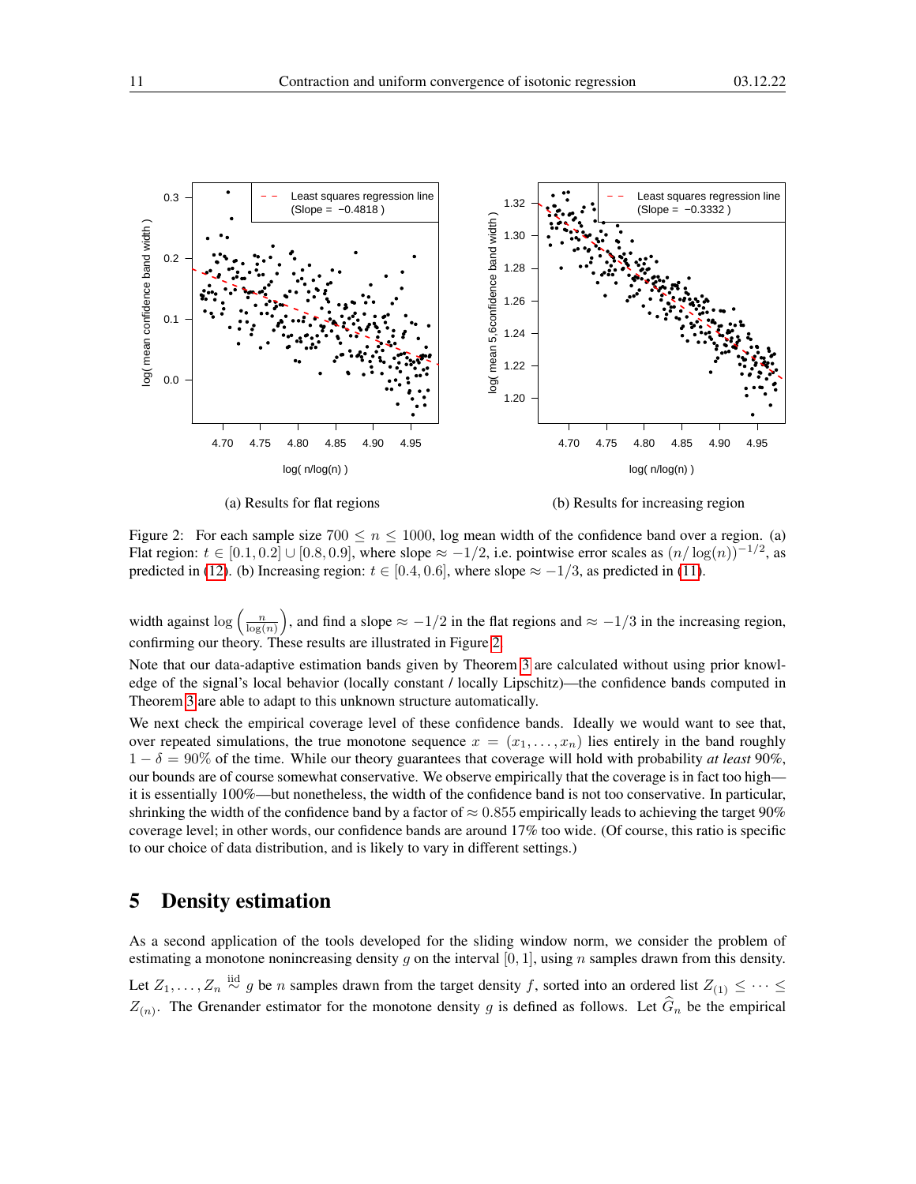(a) Results for flat regions

(b) Results for increasing region

Figure 2: For each sample size $700 \le n \le 1000$, log mean width of the confidence band over a region. (a) Flat region: $t \in [0.1, 0.2] \cup [0.8, 0.9]$, where slope $\approx -1/2$, i.e. pointwise error scales as $(n/\log(n))^{-1/2}$, as predicted in (12). (b) Increasing region: $t \in [0.4, 0.6]$, where slope $\approx -1/3$, as predicted in (11).

width against $\log\left(\frac{n}{\log(n)}\right)$, and find a slope $\approx -1/2$ in the flat regions and $\approx -1/3$ in the increasing region, confirming our theory. These results are illustrated in Figure 2.

Note that our data-adaptive estimation bands given by Theorem 3 are calculated without using prior knowledge of the signal's local behavior (locally constant / locally Lipschitz)—the confidence bands computed in Theorem 3 are able to adapt to this unknown structure automatically.

We next check the empirical coverage level of these confidence bands. Ideally we would want to see that, over repeated simulations, the true monotone sequence $x = (x_1, \dots, x_n)$ lies entirely in the band roughly $1 - \delta = 90\%$ of the time. While our theory guarantees that coverage will hold with probability *at least* 90%, our bounds are of course somewhat conservative. We observe empirically that the coverage is in fact too high—it is essentially 100%—but nonetheless, the width of the confidence band is not too conservative. In particular, shrinking the width of the confidence band by a factor of $\approx 0.855$ empirically leads to achieving the target 90% coverage level; in other words, our confidence bands are around 17% too wide. (Of course, this ratio is specific to our choice of data distribution, and is likely to vary in different settings.)

## 5 Density estimation

As a second application of the tools developed for the sliding window norm, we consider the problem of estimating a monotone nonincreasing density $g$ on the interval $[0, 1]$, using $n$ samples drawn from this density. Let $Z_1, \dots, Z_n \overset{\text{iid}}{\sim} g$ be $n$ samples drawn from the target density $f$, sorted into an ordered list $Z_{(1)} \le \dots \le Z_{(n)}$. The Grenander estimator for the monotone density $g$ is defined as follows. Let $\widehat{G}_n$ be the empirical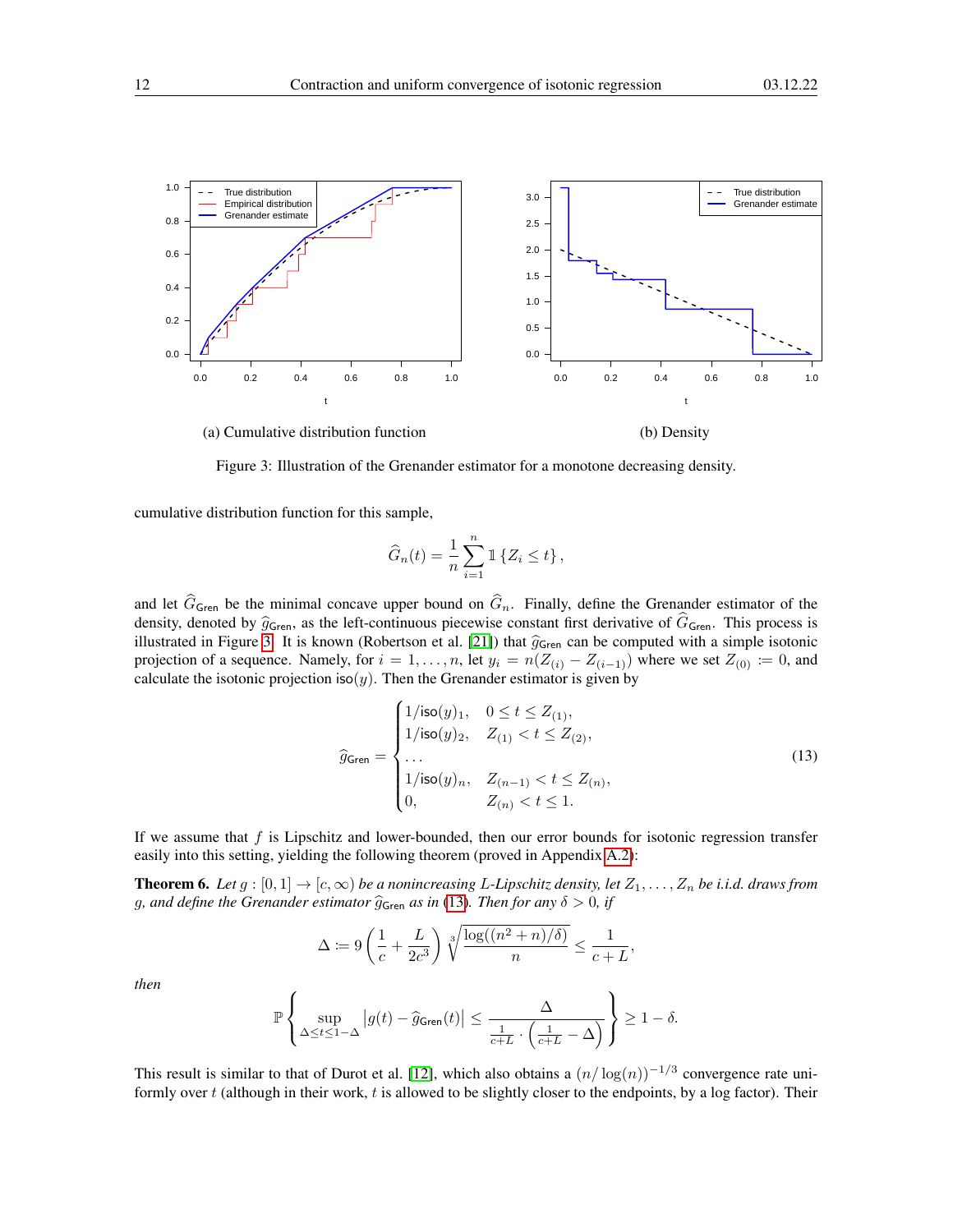(a) Cumulative distribution function

(b) Density

Figure 3: Illustration of the Grenander estimator for a monotone decreasing density.

cumulative distribution function for this sample,

$$
\widehat{G}_n(t) = \frac{1}{n}\sum_{i=1}^{n} \mathbb{1}\left\{Z_i \leq t\right\},
$$

and let $\widehat{G}_{\mathsf{Gren}}$ be the minimal concave upper bound on $\widehat{G}_n$. Finally, define the Grenander estimator of the density, denoted by $\widehat{g}_{\mathsf{Gren}}$, as the left-continuous piecewise constant first derivative of $\widehat{G}_{\mathsf{Gren}}$. This process is illustrated in Figure 3. It is known (Robertson et al. [21]) that $\widehat{g}_{\mathsf{Gren}}$ can be computed with a simple isotonic projection of a sequence. Namely, for $i = 1, \ldots, n$, let $y_i = n(Z_{(i)} - Z_{(i-1)})$ where we set $Z_{(0)} := 0$, and calculate the isotonic projection $\mathsf{iso}(y)$. Then the Grenander estimator is given by

$$
\widehat{g}_{\mathsf{Gren}} = \begin{cases} 1/\mathsf{iso}(y)_1, & 0 \leq t \leq Z_{(1)}, \\ 1/\mathsf{iso}(y)_2, & Z_{(1)} < t \leq Z_{(2)}, \\ \ldots & \\ 1/\mathsf{iso}(y)_n, & Z_{(n-1)} < t \leq Z_{(n)}, \\ 0, & Z_{(n)} < t \leq 1. \end{cases} \tag{13}
$$

If we assume that $f$ is Lipschitz and lower-bounded, then our error bounds for isotonic regression transfer easily into this setting, yielding the following theorem (proved in Appendix A.2):

**Theorem 6.** *Let $g : [0,1] \to [c, \infty)$ be a nonincreasing $L$-Lipschitz density, let $Z_1, \ldots, Z_n$ be i.i.d. draws from $g$, and define the Grenander estimator $\widehat{g}_{\mathsf{Gren}}$ as in (13). Then for any $\delta > 0$, if*

$$
\Delta := 9\left(\frac{1}{c} + \frac{L}{2c^3}\right)\sqrt[3]{\frac{\log((n^2+n)/\delta)}{n}} \leq \frac{1}{c+L},
$$

*then*

$$
\mathbb{P}\left\{\sup_{\Delta \leq t \leq 1-\Delta} \left|g(t) - \widehat{g}_{\mathsf{Gren}}(t)\right| \leq \frac{\Delta}{\frac{1}{c+L}\cdot\left(\frac{1}{c+L} - \Delta\right)}\right\} \geq 1 - \delta.
$$

This result is similar to that of Durot et al. [12], which also obtains a $(n/\log(n))^{-1/3}$ convergence rate uniformly over $t$ (although in their work, $t$ is allowed to be slightly closer to the endpoints, by a log factor). Their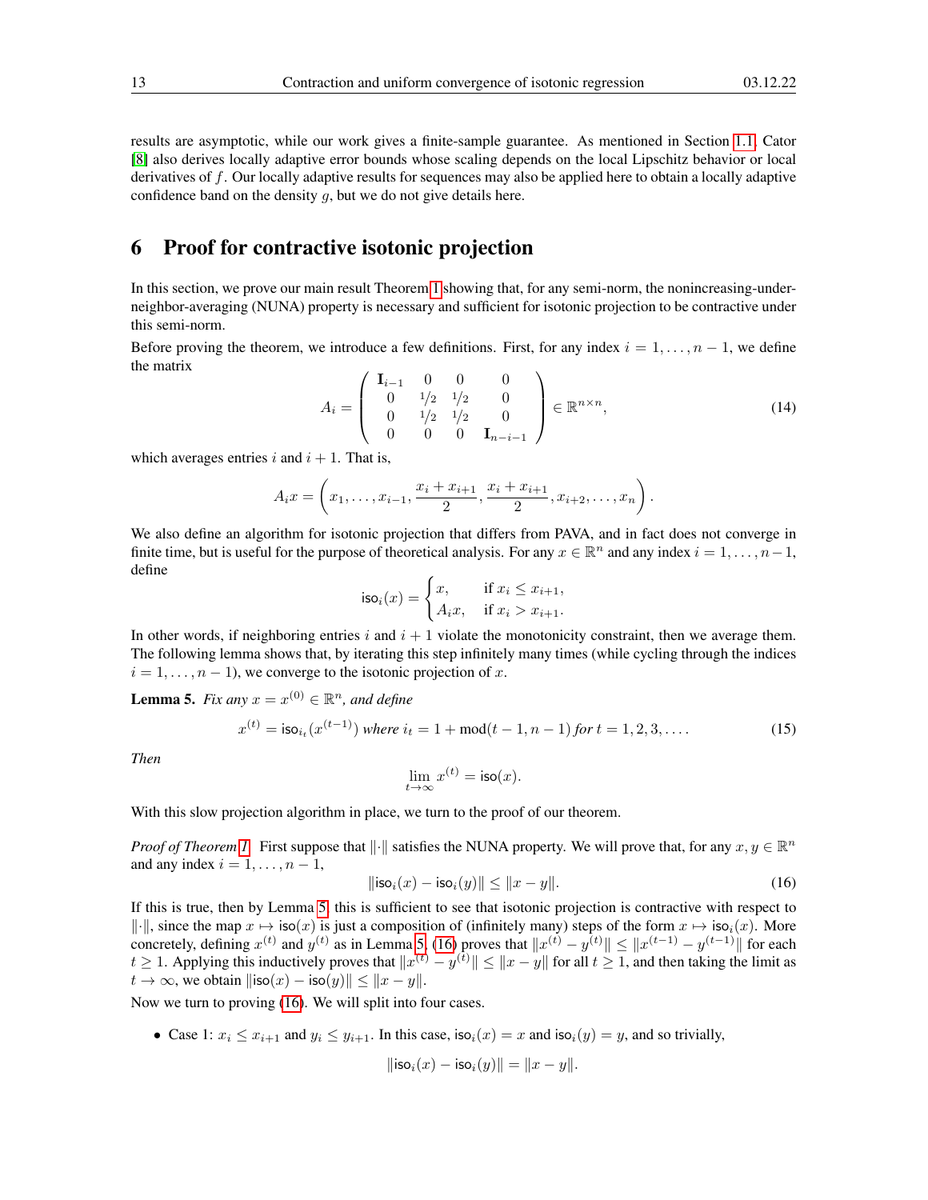results are asymptotic, while our work gives a finite-sample guarantee. As mentioned in Section 1.1, Cator [8] also derives locally adaptive error bounds whose scaling depends on the local Lipschitz behavior or local derivatives of $f$. Our locally adaptive results for sequences may also be applied here to obtain a locally adaptive confidence band on the density $g$, but we do not give details here.

# 6 Proof for contractive isotonic projection

In this section, we prove our main result Theorem 1 showing that, for any semi-norm, the nonincreasing-under-neighbor-averaging (NUNA) property is necessary and sufficient for isotonic projection to be contractive under this semi-norm.

Before proving the theorem, we introduce a few definitions. First, for any index $i = 1, \ldots, n-1$, we define the matrix

$$A_i = \begin{pmatrix} \mathbf{I}_{i-1} & 0 & 0 & 0 \\ 0 & 1/2 & 1/2 & 0 \\ 0 & 1/2 & 1/2 & 0 \\ 0 & 0 & 0 & \mathbf{I}_{n-i-1} \end{pmatrix} \in \mathbb{R}^{n \times n}, \tag{14}$$

which averages entries $i$ and $i+1$. That is,

$$A_i x = \left( x_1, \ldots, x_{i-1}, \frac{x_i + x_{i+1}}{2}, \frac{x_i + x_{i+1}}{2}, x_{i+2}, \ldots, x_n \right).$$

We also define an algorithm for isotonic projection that differs from PAVA, and in fact does not converge in finite time, but is useful for the purpose of theoretical analysis. For any $x \in \mathbb{R}^n$ and any index $i = 1, \ldots, n-1$, define

$$\mathsf{iso}_i(x) = \begin{cases} x, & \text{if } x_i \le x_{i+1}, \\ A_i x, & \text{if } x_i > x_{i+1}. \end{cases}$$

In other words, if neighboring entries $i$ and $i+1$ violate the monotonicity constraint, then we average them. The following lemma shows that, by iterating this step infinitely many times (while cycling through the indices $i = 1, \ldots, n-1$), we converge to the isotonic projection of $x$.

**Lemma 5.** *Fix any $x = x^{(0)} \in \mathbb{R}^n$, and define*

$$x^{(t)} = \mathsf{iso}_{i_t}(x^{(t-1)}) \text{ where } i_t = 1 + \mathrm{mod}(t-1, n-1) \text{ for } t = 1, 2, 3, \ldots. \tag{15}$$

*Then*

$$\lim_{t \to \infty} x^{(t)} = \mathsf{iso}(x).$$

With this slow projection algorithm in place, we turn to the proof of our theorem.

*Proof of Theorem 1.* First suppose that $\|\cdot\|$ satisfies the NUNA property. We will prove that, for any $x, y \in \mathbb{R}^n$ and any index $i = 1, \ldots, n-1$,

$$\|\mathsf{iso}_i(x) - \mathsf{iso}_i(y)\| \le \|x - y\|. \tag{16}$$

If this is true, then by Lemma 5, this is sufficient to see that isotonic projection is contractive with respect to $\|\cdot\|$, since the map $x \mapsto \mathsf{iso}(x)$ is just a composition of (infinitely many) steps of the form $x \mapsto \mathsf{iso}_i(x)$. More concretely, defining $x^{(t)}$ and $y^{(t)}$ as in Lemma 5, (16) proves that $\|x^{(t)} - y^{(t)}\| \le \|x^{(t-1)} - y^{(t-1)}\|$ for each $t \ge 1$. Applying this inductively proves that $\|x^{(t)} - y^{(t)}\| \le \|x - y\|$ for all $t \ge 1$, and then taking the limit as $t \to \infty$, we obtain $\|\mathsf{iso}(x) - \mathsf{iso}(y)\| \le \|x - y\|$.

Now we turn to proving (16). We will split into four cases.

- Case 1: $x_i \le x_{i+1}$ and $y_i \le y_{i+1}$. In this case, $\mathsf{iso}_i(x) = x$ and $\mathsf{iso}_i(y) = y$, and so trivially,

$$\|\mathsf{iso}_i(x) - \mathsf{iso}_i(y)\| = \|x - y\|.$$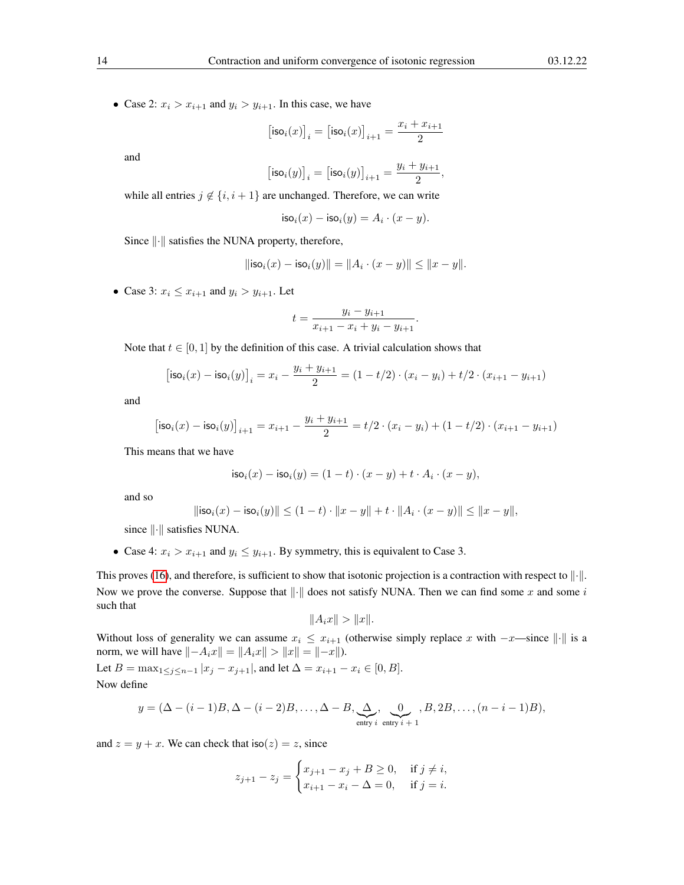- Case 2: $x_i > x_{i+1}$ and $y_i > y_{i+1}$. In this case, we have

$$\left[\mathsf{iso}_i(x)\right]_i = \left[\mathsf{iso}_i(x)\right]_{i+1} = \frac{x_i + x_{i+1}}{2}$$

and

$$\left[\mathsf{iso}_i(y)\right]_i = \left[\mathsf{iso}_i(y)\right]_{i+1} = \frac{y_i + y_{i+1}}{2},$$

while all entries $j \notin \{i, i+1\}$ are unchanged. Therefore, we can write

$$\mathsf{iso}_i(x) - \mathsf{iso}_i(y) = A_i \cdot (x - y).$$

Since $\|\cdot\|$ satisfies the NUNA property, therefore,

$$\|\mathsf{iso}_i(x) - \mathsf{iso}_i(y)\| = \|A_i \cdot (x - y)\| \leq \|x - y\|.$$

- Case 3: $x_i \leq x_{i+1}$ and $y_i > y_{i+1}$. Let

$$t = \frac{y_i - y_{i+1}}{x_{i+1} - x_i + y_i - y_{i+1}}.$$

Note that $t \in [0, 1]$ by the definition of this case. A trivial calculation shows that

$$\left[\mathsf{iso}_i(x) - \mathsf{iso}_i(y)\right]_i = x_i - \frac{y_i + y_{i+1}}{2} = (1 - t/2) \cdot (x_i - y_i) + t/2 \cdot (x_{i+1} - y_{i+1})$$

and

$$\left[\mathsf{iso}_i(x) - \mathsf{iso}_i(y)\right]_{i+1} = x_{i+1} - \frac{y_i + y_{i+1}}{2} = t/2 \cdot (x_i - y_i) + (1 - t/2) \cdot (x_{i+1} - y_{i+1})$$

This means that we have

$$\mathsf{iso}_i(x) - \mathsf{iso}_i(y) = (1 - t) \cdot (x - y) + t \cdot A_i \cdot (x - y),$$

and so

$$\|\mathsf{iso}_i(x) - \mathsf{iso}_i(y)\| \leq (1 - t) \cdot \|x - y\| + t \cdot \|A_i \cdot (x - y)\| \leq \|x - y\|,$$

since $\|\cdot\|$ satisfies NUNA.

- Case 4: $x_i > x_{i+1}$ and $y_i \leq y_{i+1}$. By symmetry, this is equivalent to Case 3.

This proves (16), and therefore, is sufficient to show that isotonic projection is a contraction with respect to $\|\cdot\|$.
Now we prove the converse. Suppose that $\|\cdot\|$ does not satisfy NUNA. Then we can find some $x$ and some $i$ such that

$$\|A_i x\| > \|x\|.$$

Without loss of generality we can assume $x_i \leq x_{i+1}$ (otherwise simply replace $x$ with $-x$—since $\|\cdot\|$ is a norm, we will have $\|-A_i x\| = \|A_i x\| > \|x\| = \|-x\|$).
Let $B = \max_{1 \leq j \leq n-1} |x_j - x_{j+1}|$, and let $\Delta = x_{i+1} - x_i \in [0, B]$.
Now define

$$y = (\Delta - (i-1)B, \Delta - (i-2)B, \ldots, \Delta - B, \underbrace{\Delta}_{\text{entry } i}, \underbrace{0}_{\text{entry } i+1}, B, 2B, \ldots, (n-i-1)B),$$

and $z = y + x$. We can check that $\mathsf{iso}(z) = z$, since

$$z_{j+1} - z_j = \begin{cases} x_{j+1} - x_j + B \geq 0, & \text{if } j \neq i, \\ x_{i+1} - x_i - \Delta = 0, & \text{if } j = i. \end{cases}$$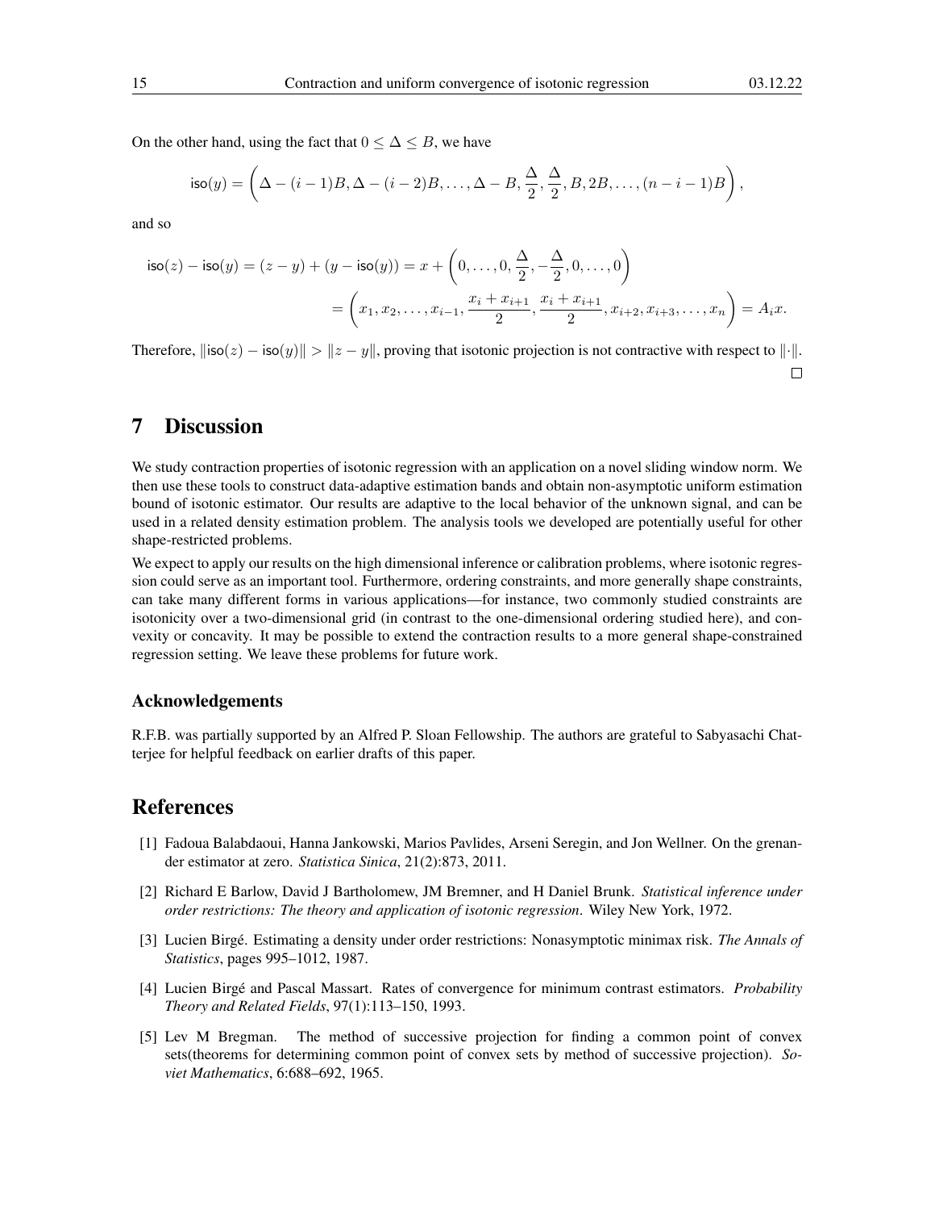On the other hand, using the fact that $0 \leq \Delta \leq B$, we have

$$\mathsf{iso}(y) = \left( \Delta - (i-1)B, \Delta - (i-2)B, \ldots, \Delta - B, \frac{\Delta}{2}, \frac{\Delta}{2}, B, 2B, \ldots, (n-i-1)B \right),$$

and so

$$\begin{aligned}
\mathsf{iso}(z) - \mathsf{iso}(y) = (z-y) + (y - \mathsf{iso}(y)) = x + \left(0, \ldots, 0, \frac{\Delta}{2}, -\frac{\Delta}{2}, 0, \ldots, 0\right) \\
= \left( x_1, x_2, \ldots, x_{i-1}, \frac{x_i + x_{i+1}}{2}, \frac{x_i + x_{i+1}}{2}, x_{i+2}, x_{i+3}, \ldots, x_n \right) = A_i x.
\end{aligned}$$

Therefore, $\|\mathsf{iso}(z) - \mathsf{iso}(y)\| > \|z - y\|$, proving that isotonic projection is not contractive with respect to $\|\cdot\|$. $\square$

# 7 Discussion

We study contraction properties of isotonic regression with an application on a novel sliding window norm. We then use these tools to construct data-adaptive estimation bands and obtain non-asymptotic uniform estimation bound of isotonic estimator. Our results are adaptive to the local behavior of the unknown signal, and can be used in a related density estimation problem. The analysis tools we developed are potentially useful for other shape-restricted problems.

We expect to apply our results on the high dimensional inference or calibration problems, where isotonic regression could serve as an important tool. Furthermore, ordering constraints, and more generally shape constraints, can take many different forms in various applications—for instance, two commonly studied constraints are isotonicity over a two-dimensional grid (in contrast to the one-dimensional ordering studied here), and convexity or concavity. It may be possible to extend the contraction results to a more general shape-constrained regression setting. We leave these problems for future work.

## Acknowledgements

R.F.B. was partially supported by an Alfred P. Sloan Fellowship. The authors are grateful to Sabyasachi Chatterjee for helpful feedback on earlier drafts of this paper.

# References

[1] Fadoua Balabdaoui, Hanna Jankowski, Marios Pavlides, Arseni Seregin, and Jon Wellner. On the grenander estimator at zero. *Statistica Sinica*, 21(2):873, 2011.

[2] Richard E Barlow, David J Bartholomew, JM Bremner, and H Daniel Brunk. *Statistical inference under order restrictions: The theory and application of isotonic regression*. Wiley New York, 1972.

[3] Lucien Birgé. Estimating a density under order restrictions: Nonasymptotic minimax risk. *The Annals of Statistics*, pages 995–1012, 1987.

[4] Lucien Birgé and Pascal Massart. Rates of convergence for minimum contrast estimators. *Probability Theory and Related Fields*, 97(1):113–150, 1993.

[5] Lev M Bregman. The method of successive projection for finding a common point of convex sets(theorems for determining common point of convex sets by method of successive projection). *Soviet Mathematics*, 6:688–692, 1965.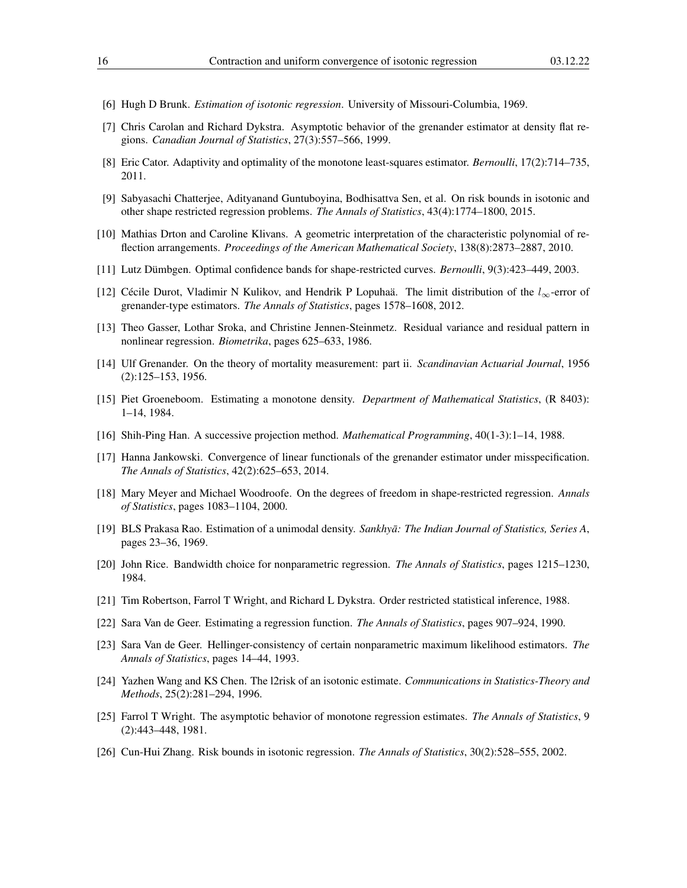[6] Hugh D Brunk. *Estimation of isotonic regression*. University of Missouri-Columbia, 1969.

[7] Chris Carolan and Richard Dykstra. Asymptotic behavior of the grenander estimator at density flat regions. *Canadian Journal of Statistics*, 27(3):557–566, 1999.

[8] Eric Cator. Adaptivity and optimality of the monotone least-squares estimator. *Bernoulli*, 17(2):714–735, 2011.

[9] Sabyasachi Chatterjee, Adityanand Guntuboyina, Bodhisattva Sen, et al. On risk bounds in isotonic and other shape restricted regression problems. *The Annals of Statistics*, 43(4):1774–1800, 2015.

[10] Mathias Drton and Caroline Klivans. A geometric interpretation of the characteristic polynomial of reflection arrangements. *Proceedings of the American Mathematical Society*, 138(8):2873–2887, 2010.

[11] Lutz Dümbgen. Optimal confidence bands for shape-restricted curves. *Bernoulli*, 9(3):423–449, 2003.

[12] Cécile Durot, Vladimir N Kulikov, and Hendrik P Lopuhaä. The limit distribution of the $l_\infty$-error of grenander-type estimators. *The Annals of Statistics*, pages 1578–1608, 2012.

[13] Theo Gasser, Lothar Sroka, and Christine Jennen-Steinmetz. Residual variance and residual pattern in nonlinear regression. *Biometrika*, pages 625–633, 1986.

[14] Ulf Grenander. On the theory of mortality measurement: part ii. *Scandinavian Actuarial Journal*, 1956 (2):125–153, 1956.

[15] Piet Groeneboom. Estimating a monotone density. *Department of Mathematical Statistics*, (R 8403): 1–14, 1984.

[16] Shih-Ping Han. A successive projection method. *Mathematical Programming*, 40(1-3):1–14, 1988.

[17] Hanna Jankowski. Convergence of linear functionals of the grenander estimator under misspecification. *The Annals of Statistics*, 42(2):625–653, 2014.

[18] Mary Meyer and Michael Woodroofe. On the degrees of freedom in shape-restricted regression. *Annals of Statistics*, pages 1083–1104, 2000.

[19] BLS Prakasa Rao. Estimation of a unimodal density. *Sankhyā: The Indian Journal of Statistics, Series A*, pages 23–36, 1969.

[20] John Rice. Bandwidth choice for nonparametric regression. *The Annals of Statistics*, pages 1215–1230, 1984.

[21] Tim Robertson, Farrol T Wright, and Richard L Dykstra. Order restricted statistical inference, 1988.

[22] Sara Van de Geer. Estimating a regression function. *The Annals of Statistics*, pages 907–924, 1990.

[23] Sara Van de Geer. Hellinger-consistency of certain nonparametric maximum likelihood estimators. *The Annals of Statistics*, pages 14–44, 1993.

[24] Yazhen Wang and KS Chen. The l2risk of an isotonic estimate. *Communications in Statistics-Theory and Methods*, 25(2):281–294, 1996.

[25] Farrol T Wright. The asymptotic behavior of monotone regression estimates. *The Annals of Statistics*, 9 (2):443–448, 1981.

[26] Cun-Hui Zhang. Risk bounds in isotonic regression. *The Annals of Statistics*, 30(2):528–555, 2002.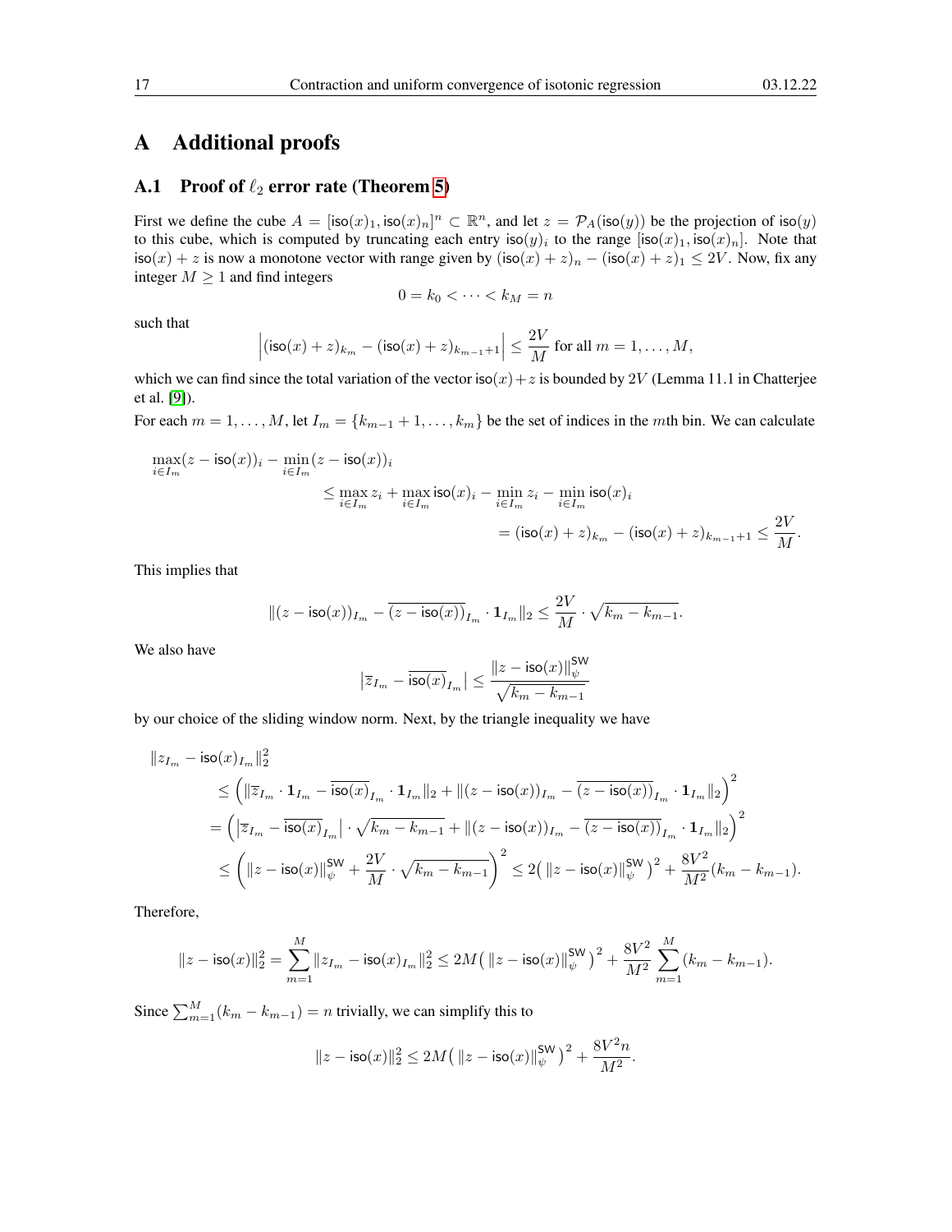# A Additional proofs

## A.1 Proof of $\ell_2$ error rate (Theorem 5)

First we define the cube $A = [\mathsf{iso}(x)_1, \mathsf{iso}(x)_n]^n \subset \mathbb{R}^n$, and let $z = \mathcal{P}_A(\mathsf{iso}(y))$ be the projection of $\mathsf{iso}(y)$ to this cube, which is computed by truncating each entry $\mathsf{iso}(y)_i$ to the range $[\mathsf{iso}(x)_1, \mathsf{iso}(x)_n]$. Note that $\mathsf{iso}(x) + z$ is now a monotone vector with range given by $(\mathsf{iso}(x) + z)_n - (\mathsf{iso}(x) + z)_1 \leq 2V$. Now, fix any integer $M \geq 1$ and find integers

$$0 = k_0 < \cdots < k_M = n$$

such that

$$\left|(\mathsf{iso}(x) + z)_{k_m} - (\mathsf{iso}(x) + z)_{k_{m-1}+1}\right| \leq \frac{2V}{M} \text{ for all } m = 1, \ldots, M,$$

which we can find since the total variation of the vector $\mathsf{iso}(x)+z$ is bounded by $2V$ (Lemma 11.1 in Chatterjee et al. [9]).

For each $m = 1, \ldots, M$, let $I_m = \{k_{m-1} + 1, \ldots, k_m\}$ be the set of indices in the $m$th bin. We can calculate

$$\begin{aligned}
\max_{i \in I_m}(z - \mathsf{iso}(x))_i - \min_{i \in I_m}(z - \mathsf{iso}(x))_i \\
&\leq \max_{i \in I_m} z_i + \max_{i \in I_m} \mathsf{iso}(x)_i - \min_{i \in I_m} z_i - \min_{i \in I_m} \mathsf{iso}(x)_i \\
&= (\mathsf{iso}(x) + z)_{k_m} - (\mathsf{iso}(x) + z)_{k_{m-1}+1} \leq \frac{2V}{M}.
\end{aligned}$$

This implies that

$$\|(z - \mathsf{iso}(x))_{I_m} - \overline{(z - \mathsf{iso}(x))}_{I_m} \cdot \mathbf{1}_{I_m}\|_2 \leq \frac{2V}{M} \cdot \sqrt{k_m - k_{m-1}}.$$

We also have

$$\left|\overline{z}_{I_m} - \overline{\mathsf{iso}(x)}_{I_m}\right| \leq \frac{\|z - \mathsf{iso}(x)\|_\psi^{\mathsf{SW}}}{\sqrt{k_m - k_{m-1}}}$$

by our choice of the sliding window norm. Next, by the triangle inequality we have

$$\begin{aligned}
&\|z_{I_m} - \mathsf{iso}(x)_{I_m}\|_2^2 \\
&\quad\leq \left(\|\overline{z}_{I_m} \cdot \mathbf{1}_{I_m} - \overline{\mathsf{iso}(x)}_{I_m} \cdot \mathbf{1}_{I_m}\|_2 + \|(z - \mathsf{iso}(x))_{I_m} - \overline{(z - \mathsf{iso}(x))}_{I_m} \cdot \mathbf{1}_{I_m}\|_2\right)^2 \\
&\quad= \left(\left|\overline{z}_{I_m} - \overline{\mathsf{iso}(x)}_{I_m}\right| \cdot \sqrt{k_m - k_{m-1}} + \|(z - \mathsf{iso}(x))_{I_m} - \overline{(z - \mathsf{iso}(x))}_{I_m} \cdot \mathbf{1}_{I_m}\|_2\right)^2 \\
&\quad\leq \left(\|z - \mathsf{iso}(x)\|_\psi^{\mathsf{SW}} + \frac{2V}{M} \cdot \sqrt{k_m - k_{m-1}}\right)^2 \leq 2\left(\|z - \mathsf{iso}(x)\|_\psi^{\mathsf{SW}}\right)^2 + \frac{8V^2}{M^2}(k_m - k_{m-1}).
\end{aligned}$$

Therefore,

$$\|z - \mathsf{iso}(x)\|_2^2 = \sum_{m=1}^{M} \|z_{I_m} - \mathsf{iso}(x)_{I_m}\|_2^2 \leq 2M\left(\|z - \mathsf{iso}(x)\|_\psi^{\mathsf{SW}}\right)^2 + \frac{8V^2}{M^2} \sum_{m=1}^{M}(k_m - k_{m-1}).$$

Since $\sum_{m=1}^{M}(k_m - k_{m-1}) = n$ trivially, we can simplify this to

$$\|z - \mathsf{iso}(x)\|_2^2 \leq 2M\left(\|z - \mathsf{iso}(x)\|_\psi^{\mathsf{SW}}\right)^2 + \frac{8V^2 n}{M^2}.$$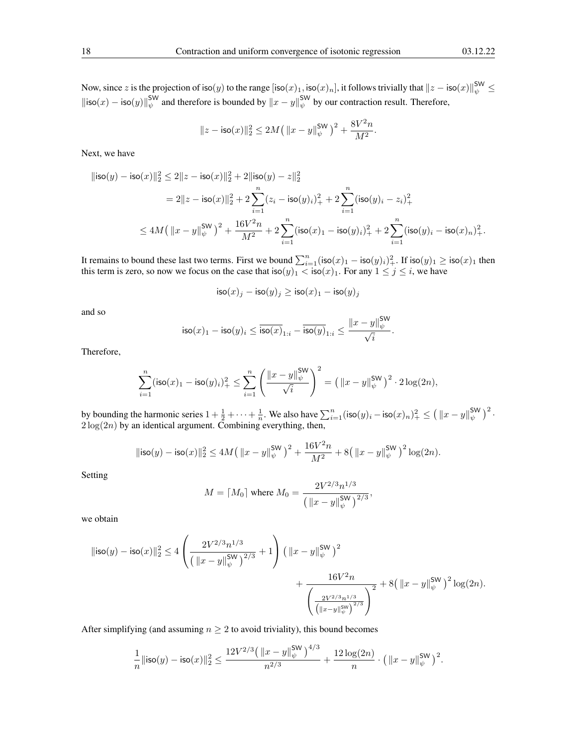Now, since $z$ is the projection of $\mathsf{iso}(y)$ to the range $[\mathsf{iso}(x)_1, \mathsf{iso}(x)_n]$, it follows trivially that $\|z - \mathsf{iso}(x)\|_\psi^{\mathsf{SW}} \leq \|\mathsf{iso}(x) - \mathsf{iso}(y)\|_\psi^{\mathsf{SW}}$ and therefore is bounded by $\|x-y\|_\psi^{\mathsf{SW}}$ by our contraction result. Therefore,

$$\|z - \mathsf{iso}(x)\|_2^2 \leq 2M\big(\|x-y\|_\psi^{\mathsf{SW}}\big)^2 + \frac{8V^2 n}{M^2}.$$

Next, we have

$$\begin{aligned}
\|\mathsf{iso}(y) - \mathsf{iso}(x)\|_2^2 &\leq 2\|z - \mathsf{iso}(x)\|_2^2 + 2\|\mathsf{iso}(y) - z\|_2^2 \\
&= 2\|z - \mathsf{iso}(x)\|_2^2 + 2\sum_{i=1}^n (z_i - \mathsf{iso}(y)_i)_+^2 + 2\sum_{i=1}^n (\mathsf{iso}(y)_i - z_i)_+^2 \\
&\leq 4M\big(\|x-y\|_\psi^{\mathsf{SW}}\big)^2 + \frac{16V^2 n}{M^2} + 2\sum_{i=1}^n (\mathsf{iso}(x)_1 - \mathsf{iso}(y)_i)_+^2 + 2\sum_{i=1}^n (\mathsf{iso}(y)_i - \mathsf{iso}(x)_n)_+^2.
\end{aligned}$$

It remains to bound these last two terms. First we bound $\sum_{i=1}^n (\mathsf{iso}(x)_1 - \mathsf{iso}(y)_i)_+^2$. If $\mathsf{iso}(y)_1 \geq \mathsf{iso}(x)_1$ then this term is zero, so now we focus on the case that $\mathsf{iso}(y)_1 < \mathsf{iso}(x)_1$. For any $1 \leq j \leq i$, we have

$$\mathsf{iso}(x)_j - \mathsf{iso}(y)_j \geq \mathsf{iso}(x)_1 - \mathsf{iso}(y)_j$$

and so

$$\mathsf{iso}(x)_1 - \mathsf{iso}(y)_i \leq \overline{\mathsf{iso}(x)}_{1:i} - \overline{\mathsf{iso}(y)}_{1:i} \leq \frac{\|x-y\|_\psi^{\mathsf{SW}}}{\sqrt{i}}.$$

Therefore,

$$\sum_{i=1}^n (\mathsf{iso}(x)_1 - \mathsf{iso}(y)_i)_+^2 \leq \sum_{i=1}^n \left(\frac{\|x-y\|_\psi^{\mathsf{SW}}}{\sqrt{i}}\right)^2 = \big(\|x-y\|_\psi^{\mathsf{SW}}\big)^2 \cdot 2\log(2n),$$

by bounding the harmonic series $1 + \frac{1}{2} + \cdots + \frac{1}{n}$. We also have $\sum_{i=1}^n (\mathsf{iso}(y)_i - \mathsf{iso}(x)_n)_+^2 \leq \big(\|x-y\|_\psi^{\mathsf{SW}}\big)^2 \cdot 2\log(2n)$ by an identical argument. Combining everything, then,

$$\|\mathsf{iso}(y) - \mathsf{iso}(x)\|_2^2 \leq 4M\big(\|x-y\|_\psi^{\mathsf{SW}}\big)^2 + \frac{16V^2 n}{M^2} + 8\big(\|x-y\|_\psi^{\mathsf{SW}}\big)^2 \log(2n).$$

Setting

$$M = \lceil M_0 \rceil \text{ where } M_0 = \frac{2V^{2/3} n^{1/3}}{\big(\|x-y\|_\psi^{\mathsf{SW}}\big)^{2/3}},$$

we obtain

$$\|\mathsf{iso}(y) - \mathsf{iso}(x)\|_2^2 \leq 4\left(\frac{2V^{2/3} n^{1/3}}{\big(\|x-y\|_\psi^{\mathsf{SW}}\big)^{2/3}} + 1\right)\big(\|x-y\|_\psi^{\mathsf{SW}}\big)^2 + \frac{16V^2 n}{\left(\frac{2V^{2/3} n^{1/3}}{\big(\|x-y\|_\psi^{\mathsf{SW}}\big)^{2/3}}\right)^2} + 8\big(\|x-y\|_\psi^{\mathsf{SW}}\big)^2 \log(2n).$$

After simplifying (and assuming $n \geq 2$ to avoid triviality), this bound becomes

$$\frac{1}{n}\|\mathsf{iso}(y) - \mathsf{iso}(x)\|_2^2 \leq \frac{12V^{2/3}\big(\|x-y\|_\psi^{\mathsf{SW}}\big)^{4/3}}{n^{2/3}} + \frac{12\log(2n)}{n} \cdot \big(\|x-y\|_\psi^{\mathsf{SW}}\big)^2.$$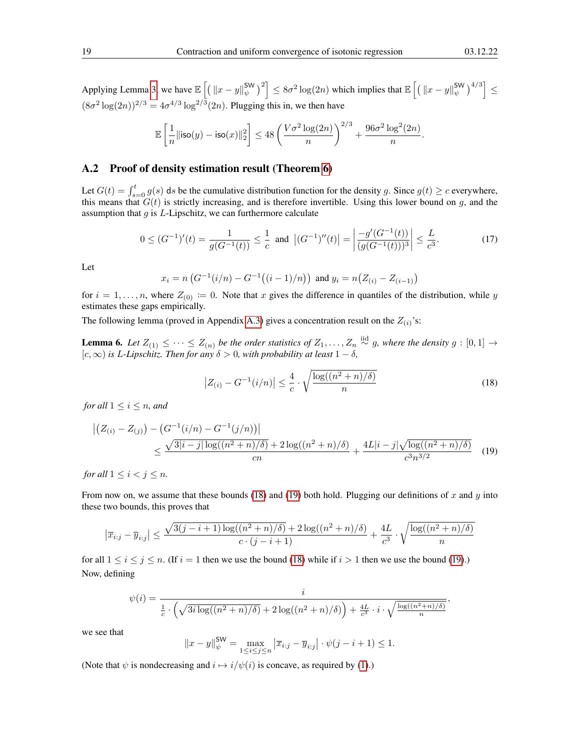Applying Lemma 3, we have $\mathbb{E}\left[\left(\|x-y\|_\psi^{\mathsf{SW}}\right)^2\right] \leq 8\sigma^2\log(2n)$ which implies that $\mathbb{E}\left[\left(\|x-y\|_\psi^{\mathsf{SW}}\right)^{4/3}\right] \leq (8\sigma^2\log(2n))^{2/3} = 4\sigma^{4/3}\log^{2/3}(2n)$. Plugging this in, we then have

$$\mathbb{E}\left[\frac{1}{n}\|\mathsf{iso}(y)-\mathsf{iso}(x)\|_2^2\right] \leq 48\left(\frac{V\sigma^2\log(2n)}{n}\right)^{2/3} + \frac{96\sigma^2\log^2(2n)}{n}.$$

## A.2 Proof of density estimation result (Theorem 6)

Let $G(t) = \int_{s=0}^t g(s)\,\mathsf{d}s$ be the cumulative distribution function for the density $g$. Since $g(t) \geq c$ everywhere, this means that $G(t)$ is strictly increasing, and is therefore invertible. Using this lower bound on $g$, and the assumption that $g$ is $L$-Lipschitz, we can furthermore calculate

$$0 \leq (G^{-1})'(t) = \frac{1}{g(G^{-1}(t))} \leq \frac{1}{c} \text{ and } \left|(G^{-1})''(t)\right| = \left|\frac{-g'(G^{-1}(t))}{(g(G^{-1}(t)))^3}\right| \leq \frac{L}{c^3}. \tag{17}$$

Let

$$x_i = n\left(G^{-1}(i/n) - G^{-1}\big((i-1)/n\big)\right) \text{ and } y_i = n\big(Z_{(i)} - Z_{(i-1)}\big)$$

for $i = 1,\ldots,n$, where $Z_{(0)} \coloneqq 0$. Note that $x$ gives the difference in quantiles of the distribution, while $y$ estimates these gaps empirically.

The following lemma (proved in Appendix A.3) gives a concentration result on the $Z_{(i)}$'s:

**Lemma 6.** *Let $Z_{(1)} \leq \cdots \leq Z_{(n)}$ be the order statistics of $Z_1,\ldots,Z_n \stackrel{\text{iid}}{\sim} g$, where the density $g : [0,1] \to [c,\infty)$ is $L$-Lipschitz. Then for any $\delta > 0$, with probability at least $1-\delta$,*

$$\left|Z_{(i)} - G^{-1}(i/n)\right| \leq \frac{4}{c}\cdot\sqrt{\frac{\log((n^2+n)/\delta)}{n}} \tag{18}$$

*for all $1 \leq i \leq n$, and*

$$\begin{aligned}\left|\big(Z_{(i)} - Z_{(j)}\big) - \big(G^{-1}(i/n) - G^{-1}(j/n)\big)\right| \\ \leq \frac{\sqrt{3|i-j|\log((n^2+n)/\delta)} + 2\log((n^2+n)/\delta)}{cn} + \frac{4L|i-j|\sqrt{\log((n^2+n)/\delta)}}{c^3n^{3/2}}\end{aligned} \tag{19}$$

*for all $1 \leq i < j \leq n$.*

From now on, we assume that these bounds (18) and (19) both hold. Plugging our definitions of $x$ and $y$ into these two bounds, this proves that

$$\left|\overline{x}_{i:j} - \overline{y}_{i:j}\right| \leq \frac{\sqrt{3(j-i+1)\log((n^2+n)/\delta)} + 2\log((n^2+n)/\delta)}{c\cdot(j-i+1)} + \frac{4L}{c^3}\cdot\sqrt{\frac{\log((n^2+n)/\delta)}{n}}$$

for all $1 \leq i \leq j \leq n$. (If $i = 1$ then we use the bound (18) while if $i > 1$ then we use the bound (19).)

Now, defining

$$\psi(i) = \frac{i}{\frac{1}{c}\cdot\left(\sqrt{3i\log((n^2+n)/\delta)} + 2\log((n^2+n)/\delta)\right) + \frac{4L}{c^3}\cdot i\cdot\sqrt{\frac{\log((n^2+n)/\delta)}{n}}},$$

we see that

$$\|x-y\|_\psi^{\mathsf{SW}} = \max_{1\leq i\leq j\leq n}\left|\overline{x}_{i:j} - \overline{y}_{i:j}\right|\cdot\psi(j-i+1) \leq 1.$$

(Note that $\psi$ is nondecreasing and $i \mapsto i/\psi(i)$ is concave, as required by (1).)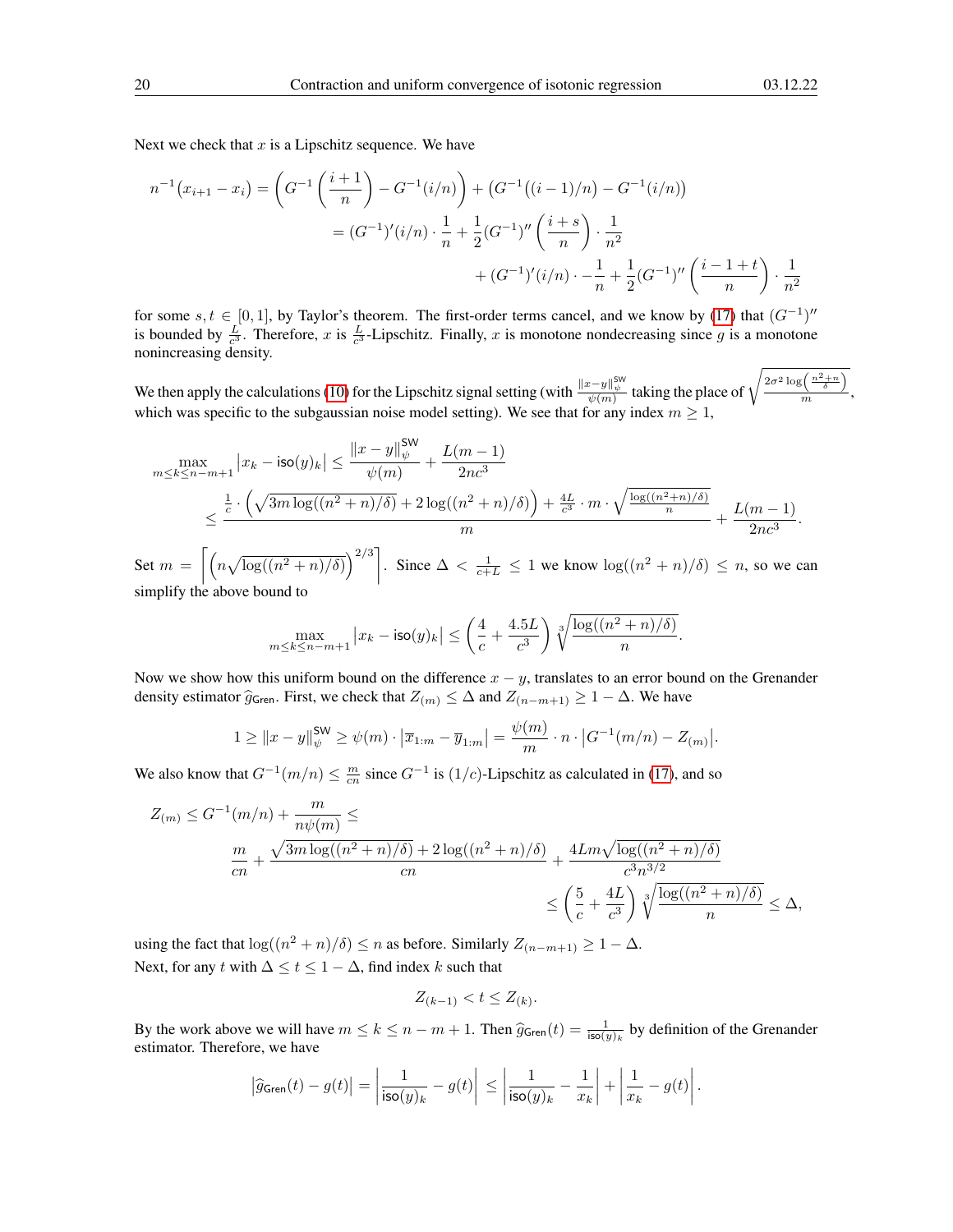Next we check that $x$ is a Lipschitz sequence. We have

$$
\begin{aligned}
n^{-1}(x_{i+1} - x_i) &= \left(G^{-1}\left(\frac{i+1}{n}\right) - G^{-1}(i/n)\right) + \left(G^{-1}((i-1)/n) - G^{-1}(i/n)\right) \\
&= (G^{-1})'(i/n) \cdot \frac{1}{n} + \frac{1}{2}(G^{-1})''\left(\frac{i+s}{n}\right) \cdot \frac{1}{n^2} \\
&\qquad + (G^{-1})'(i/n) \cdot -\frac{1}{n} + \frac{1}{2}(G^{-1})''\left(\frac{i-1+t}{n}\right) \cdot \frac{1}{n^2}
\end{aligned}
$$

for some $s, t \in [0,1]$, by Taylor's theorem. The first-order terms cancel, and we know by (17) that $(G^{-1})''$ is bounded by $\frac{L}{c^3}$. Therefore, $x$ is $\frac{L}{c^3}$-Lipschitz. Finally, $x$ is monotone nondecreasing since $g$ is a monotone nonincreasing density.

We then apply the calculations (10) for the Lipschitz signal setting (with $\frac{\|x-y\|_\psi^{\mathsf{SW}}}{\psi(m)}$ taking the place of $\sqrt{\frac{2\sigma^2 \log\left(\frac{n^2+n}{\delta}\right)}{m}}$, which was specific to the subgaussian noise model setting). We see that for any index $m \geq 1$,

$$
\begin{aligned}
\max_{m \leq k \leq n-m+1} \left|x_k - \mathsf{iso}(y)_k\right| &\leq \frac{\|x-y\|_\psi^{\mathsf{SW}}}{\psi(m)} + \frac{L(m-1)}{2nc^3} \\
&\leq \frac{\frac{1}{c} \cdot \left(\sqrt{3m \log((n^2+n)/\delta)} + 2\log((n^2+n)/\delta)\right) + \frac{4L}{c^3} \cdot m \cdot \sqrt{\frac{\log((n^2+n)/\delta)}{n}}}{m} + \frac{L(m-1)}{2nc^3}.
\end{aligned}
$$

Set $m = \left\lceil \left(n\sqrt{\log((n^2+n)/\delta)}\right)^{2/3} \right\rceil$. Since $\Delta < \frac{1}{c+L} \leq 1$ we know $\log((n^2+n)/\delta) \leq n$, so we can simplify the above bound to

$$
\max_{m \leq k \leq n-m+1} \left|x_k - \mathsf{iso}(y)_k\right| \leq \left(\frac{4}{c} + \frac{4.5L}{c^3}\right) \sqrt[3]{\frac{\log((n^2+n)/\delta)}{n}}.
$$

Now we show how this uniform bound on the difference $x - y$, translates to an error bound on the Grenander density estimator $\widehat{g}_{\mathsf{Gren}}$. First, we check that $Z_{(m)} \leq \Delta$ and $Z_{(n-m+1)} \geq 1 - \Delta$. We have

$$
1 \geq \|x-y\|_\psi^{\mathsf{SW}} \geq \psi(m) \cdot \left|\overline{x}_{1:m} - \overline{y}_{1:m}\right| = \frac{\psi(m)}{m} \cdot n \cdot \left|G^{-1}(m/n) - Z_{(m)}\right|.
$$

We also know that $G^{-1}(m/n) \leq \frac{m}{cn}$ since $G^{-1}$ is $(1/c)$-Lipschitz as calculated in (17), and so

$$
\begin{aligned}
Z_{(m)} &\leq G^{-1}(m/n) + \frac{m}{n\psi(m)} \leq \\
&\frac{m}{cn} + \frac{\sqrt{3m\log((n^2+n)/\delta)} + 2\log((n^2+n)/\delta)}{cn} + \frac{4Lm\sqrt{\log((n^2+n)/\delta)}}{c^3 n^{3/2}} \\
&\leq \left(\frac{5}{c} + \frac{4L}{c^3}\right) \sqrt[3]{\frac{\log((n^2+n)/\delta)}{n}} \leq \Delta,
\end{aligned}
$$

using the fact that $\log((n^2+n)/\delta) \leq n$ as before. Similarly $Z_{(n-m+1)} \geq 1 - \Delta$.
Next, for any $t$ with $\Delta \leq t \leq 1 - \Delta$, find index $k$ such that

$$
Z_{(k-1)} < t \leq Z_{(k)}.
$$

By the work above we will have $m \leq k \leq n - m + 1$. Then $\widehat{g}_{\mathsf{Gren}}(t) = \frac{1}{\mathsf{iso}(y)_k}$ by definition of the Grenander estimator. Therefore, we have

$$
\left|\widehat{g}_{\mathsf{Gren}}(t) - g(t)\right| = \left|\frac{1}{\mathsf{iso}(y)_k} - g(t)\right| \leq \left|\frac{1}{\mathsf{iso}(y)_k} - \frac{1}{x_k}\right| + \left|\frac{1}{x_k} - g(t)\right|.
$$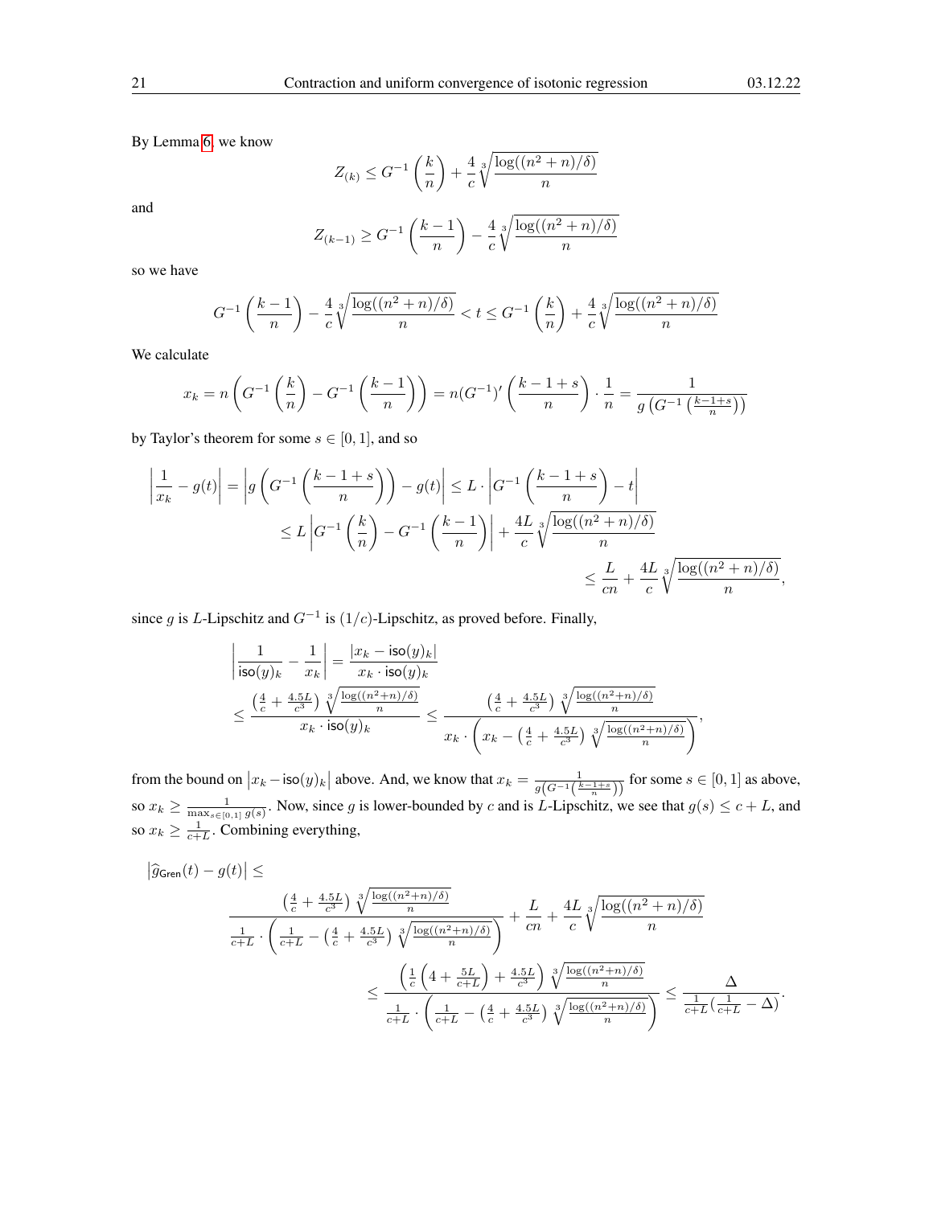By Lemma 6, we know

$$Z_{(k)} \leq G^{-1}\left(\frac{k}{n}\right) + \frac{4}{c}\sqrt[3]{\frac{\log((n^2+n)/\delta)}{n}}$$

and

$$Z_{(k-1)} \geq G^{-1}\left(\frac{k-1}{n}\right) - \frac{4}{c}\sqrt[3]{\frac{\log((n^2+n)/\delta)}{n}}$$

so we have

$$G^{-1}\left(\frac{k-1}{n}\right) - \frac{4}{c}\sqrt[3]{\frac{\log((n^2+n)/\delta)}{n}} < t \leq G^{-1}\left(\frac{k}{n}\right) + \frac{4}{c}\sqrt[3]{\frac{\log((n^2+n)/\delta)}{n}}$$

We calculate

$$x_k = n\left(G^{-1}\left(\frac{k}{n}\right) - G^{-1}\left(\frac{k-1}{n}\right)\right) = n(G^{-1})'\left(\frac{k-1+s}{n}\right)\cdot\frac{1}{n} = \frac{1}{g\left(G^{-1}\left(\frac{k-1+s}{n}\right)\right)}$$

by Taylor's theorem for some $s \in [0,1]$, and so

$$\begin{aligned}
\left|\frac{1}{x_k} - g(t)\right| = \left|g\left(G^{-1}\left(\frac{k-1+s}{n}\right)\right) - g(t)\right| &\leq L \cdot \left|G^{-1}\left(\frac{k-1+s}{n}\right) - t\right| \\
&\leq L\left|G^{-1}\left(\frac{k}{n}\right) - G^{-1}\left(\frac{k-1}{n}\right)\right| + \frac{4L}{c}\sqrt[3]{\frac{\log((n^2+n)/\delta)}{n}} \\
&\leq \frac{L}{cn} + \frac{4L}{c}\sqrt[3]{\frac{\log((n^2+n)/\delta)}{n}},
\end{aligned}$$

since $g$ is $L$-Lipschitz and $G^{-1}$ is $(1/c)$-Lipschitz, as proved before. Finally,

$$\begin{aligned}
\left|\frac{1}{\mathsf{iso}(y)_k} - \frac{1}{x_k}\right| &= \frac{|x_k - \mathsf{iso}(y)_k|}{x_k \cdot \mathsf{iso}(y)_k} \\
&\leq \frac{\left(\frac{4}{c} + \frac{4.5L}{c^3}\right)\sqrt[3]{\frac{\log((n^2+n)/\delta)}{n}}}{x_k \cdot \mathsf{iso}(y)_k} \leq \frac{\left(\frac{4}{c} + \frac{4.5L}{c^3}\right)\sqrt[3]{\frac{\log((n^2+n)/\delta)}{n}}}{x_k \cdot \left(x_k - \left(\frac{4}{c} + \frac{4.5L}{c^3}\right)\sqrt[3]{\frac{\log((n^2+n)/\delta)}{n}}\right)},
\end{aligned}$$

from the bound on $|x_k - \mathsf{iso}(y)_k|$ above. And, we know that $x_k = \frac{1}{g\left(G^{-1}\left(\frac{k-1+s}{n}\right)\right)}$ for some $s \in [0,1]$ as above, so $x_k \geq \frac{1}{\max_{s\in[0,1]} g(s)}$. Now, since $g$ is lower-bounded by $c$ and is $L$-Lipschitz, we see that $g(s) \leq c + L$, and so $x_k \geq \frac{1}{c+L}$. Combining everything,

$$\begin{aligned}
&\left|\widehat{g}_{\mathsf{Gren}}(t) - g(t)\right| \leq \\
&\qquad \frac{\left(\frac{4}{c} + \frac{4.5L}{c^3}\right)\sqrt[3]{\frac{\log((n^2+n)/\delta)}{n}}}{\frac{1}{c+L}\cdot\left(\frac{1}{c+L} - \left(\frac{4}{c} + \frac{4.5L}{c^3}\right)\sqrt[3]{\frac{\log((n^2+n)/\delta)}{n}}\right)} + \frac{L}{cn} + \frac{4L}{c}\sqrt[3]{\frac{\log((n^2+n)/\delta)}{n}} \\
&\qquad\qquad \leq \frac{\left(\frac{1}{c}\left(4 + \frac{5L}{c+L}\right) + \frac{4.5L}{c^3}\right)\sqrt[3]{\frac{\log((n^2+n)/\delta)}{n}}}{\frac{1}{c+L}\cdot\left(\frac{1}{c+L} - \left(\frac{4}{c} + \frac{4.5L}{c^3}\right)\sqrt[3]{\frac{\log((n^2+n)/\delta)}{n}}\right)} \leq \frac{\Delta}{\frac{1}{c+L}\left(\frac{1}{c+L} - \Delta\right)}.
\end{aligned}$$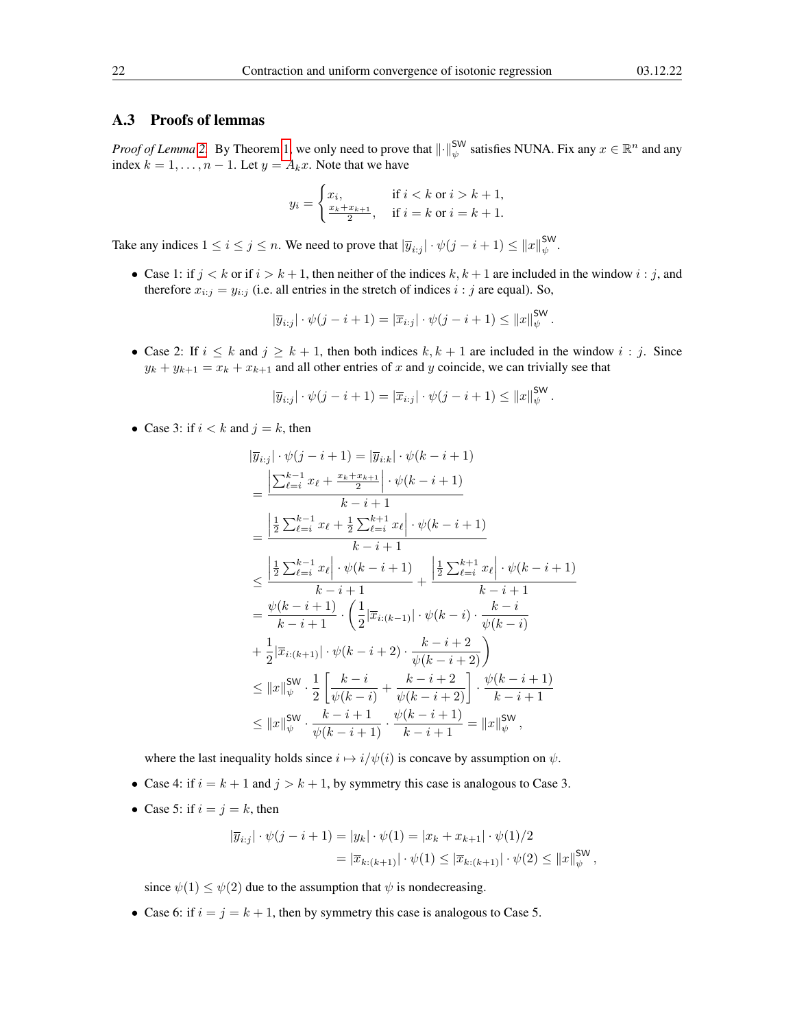## A.3 Proofs of lemmas

*Proof of Lemma 2.* By Theorem 1, we only need to prove that $\|\cdot\|_\psi^{\mathsf{SW}}$ satisfies NUNA. Fix any $x \in \mathbb{R}^n$ and any index $k = 1, \dots, n-1$. Let $y = A_k x$. Note that we have

$$y_i = \begin{cases} x_i, & \text{if } i < k \text{ or } i > k+1, \\ \frac{x_k + x_{k+1}}{2}, & \text{if } i = k \text{ or } i = k+1. \end{cases}$$

Take any indices $1 \le i \le j \le n$. We need to prove that $|\overline{y}_{i:j}| \cdot \psi(j - i + 1) \le \|x\|_\psi^{\mathsf{SW}}$.

- Case 1: if $j < k$ or if $i > k+1$, then neither of the indices $k, k+1$ are included in the window $i : j$, and therefore $x_{i:j} = y_{i:j}$ (i.e. all entries in the stretch of indices $i : j$ are equal). So,

$$|\overline{y}_{i:j}| \cdot \psi(j - i + 1) = |\overline{x}_{i:j}| \cdot \psi(j - i + 1) \le \|x\|_\psi^{\mathsf{SW}}.$$

- Case 2: If $i \le k$ and $j \ge k+1$, then both indices $k, k+1$ are included in the window $i : j$. Since $y_k + y_{k+1} = x_k + x_{k+1}$ and all other entries of $x$ and $y$ coincide, we can trivially see that

$$|\overline{y}_{i:j}| \cdot \psi(j - i + 1) = |\overline{x}_{i:j}| \cdot \psi(j - i + 1) \le \|x\|_\psi^{\mathsf{SW}}.$$

- Case 3: if $i < k$ and $j = k$, then

$$\begin{aligned}
|\overline{y}_{i:j}| \cdot \psi(j - i + 1) &= |\overline{y}_{i:k}| \cdot \psi(k - i + 1) \\
&= \frac{\left|\sum_{\ell=i}^{k-1} x_\ell + \frac{x_k + x_{k+1}}{2}\right| \cdot \psi(k - i + 1)}{k - i + 1} \\
&= \frac{\left|\frac{1}{2}\sum_{\ell=i}^{k-1} x_\ell + \frac{1}{2}\sum_{\ell=i}^{k+1} x_\ell\right| \cdot \psi(k - i + 1)}{k - i + 1} \\
&\le \frac{\left|\frac{1}{2}\sum_{\ell=i}^{k-1} x_\ell\right| \cdot \psi(k - i + 1)}{k - i + 1} + \frac{\left|\frac{1}{2}\sum_{\ell=i}^{k+1} x_\ell\right| \cdot \psi(k - i + 1)}{k - i + 1} \\
&= \frac{\psi(k - i + 1)}{k - i + 1} \cdot \left(\frac{1}{2}|\overline{x}_{i:(k-1)}| \cdot \psi(k - i) \cdot \frac{k - i}{\psi(k - i)}\right. \\
&\quad \left. + \frac{1}{2}|\overline{x}_{i:(k+1)}| \cdot \psi(k - i + 2) \cdot \frac{k - i + 2}{\psi(k - i + 2)}\right) \\
&\le \|x\|_\psi^{\mathsf{SW}} \cdot \frac{1}{2}\left[\frac{k - i}{\psi(k - i)} + \frac{k - i + 2}{\psi(k - i + 2)}\right] \cdot \frac{\psi(k - i + 1)}{k - i + 1} \\
&\le \|x\|_\psi^{\mathsf{SW}} \cdot \frac{k - i + 1}{\psi(k - i + 1)} \cdot \frac{\psi(k - i + 1)}{k - i + 1} = \|x\|_\psi^{\mathsf{SW}},
\end{aligned}$$

  where the last inequality holds since $i \mapsto i/\psi(i)$ is concave by assumption on $\psi$.

- Case 4: if $i = k+1$ and $j > k+1$, by symmetry this case is analogous to Case 3.

- Case 5: if $i = j = k$, then

$$\begin{aligned}
|\overline{y}_{i:j}| \cdot \psi(j - i + 1) = |y_k| \cdot \psi(1) &= |x_k + x_{k+1}| \cdot \psi(1)/2 \\
&= |\overline{x}_{k:(k+1)}| \cdot \psi(1) \le |\overline{x}_{k:(k+1)}| \cdot \psi(2) \le \|x\|_\psi^{\mathsf{SW}},
\end{aligned}$$

  since $\psi(1) \le \psi(2)$ due to the assumption that $\psi$ is nondecreasing.

- Case 6: if $i = j = k+1$, then by symmetry this case is analogous to Case 5.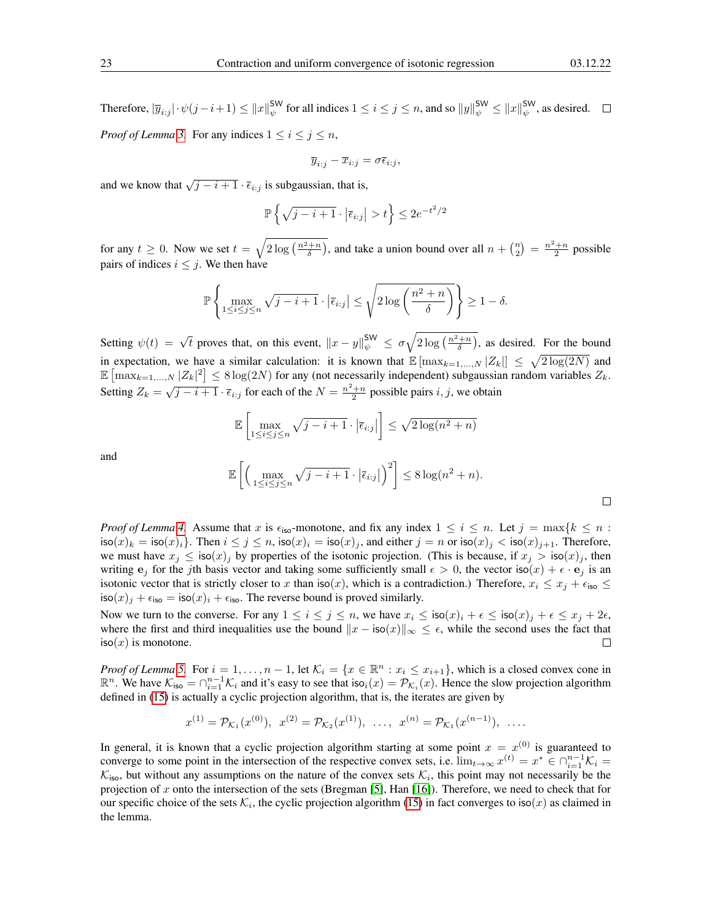Therefore, $|\overline{y}_{i:j}| \cdot \psi(j-i+1) \leq \|x\|_\psi^{\mathsf{SW}}$ for all indices $1 \leq i \leq j \leq n$, and so $\|y\|_\psi^{\mathsf{SW}} \leq \|x\|_\psi^{\mathsf{SW}}$, as desired. $\square$

*Proof of Lemma 3.* For any indices $1 \leq i \leq j \leq n$,

$$\overline{y}_{i:j} - \overline{x}_{i:j} = \sigma \overline{\epsilon}_{i:j},$$

and we know that $\sqrt{j-i+1} \cdot \overline{\epsilon}_{i:j}$ is subgaussian, that is,

$$\mathbb{P}\left\{ \sqrt{j-i+1} \cdot \left|\overline{\epsilon}_{i:j}\right| > t \right\} \leq 2e^{-t^2/2}$$

for any $t \geq 0$. Now we set $t = \sqrt{2\log\left(\frac{n^2+n}{\delta}\right)}$, and take a union bound over all $n + \binom{n}{2} = \frac{n^2+n}{2}$ possible pairs of indices $i \leq j$. We then have

$$\mathbb{P}\left\{ \max_{1 \leq i \leq j \leq n} \sqrt{j-i+1} \cdot \left|\overline{\epsilon}_{i:j}\right| \leq \sqrt{2\log\left(\frac{n^2+n}{\delta}\right)} \right\} \geq 1 - \delta.$$

Setting $\psi(t) = \sqrt{t}$ proves that, on this event, $\|x - y\|_\psi^{\mathsf{SW}} \leq \sigma\sqrt{2\log\left(\frac{n^2+n}{\delta}\right)}$, as desired. For the bound in expectation, we have a similar calculation: it is known that $\mathbb{E}\left[\max_{k=1,\dots,N} |Z_k|\right] \leq \sqrt{2\log(2N)}$ and $\mathbb{E}\left[\max_{k=1,\dots,N} |Z_k|^2\right] \leq 8\log(2N)$ for any (not necessarily independent) subgaussian random variables $Z_k$. Setting $Z_k = \sqrt{j-i+1} \cdot \overline{\epsilon}_{i:j}$ for each of the $N = \frac{n^2+n}{2}$ possible pairs $i, j$, we obtain

$$\mathbb{E}\left[ \max_{1 \leq i \leq j \leq n} \sqrt{j-i+1} \cdot \left|\overline{\epsilon}_{i:j}\right| \right] \leq \sqrt{2\log(n^2+n)}$$

and

$$\mathbb{E}\left[ \Big( \max_{1 \leq i \leq j \leq n} \sqrt{j-i+1} \cdot \left|\overline{\epsilon}_{i:j}\right| \Big)^2 \right] \leq 8\log(n^2+n).$$

$\square$

*Proof of Lemma 4.* Assume that $x$ is $\epsilon_{\mathsf{iso}}$-monotone, and fix any index $1 \leq i \leq n$. Let $j = \max\{k \leq n : \mathsf{iso}(x)_k = \mathsf{iso}(x)_i\}$. Then $i \leq j \leq n$, $\mathsf{iso}(x)_i = \mathsf{iso}(x)_j$, and either $j = n$ or $\mathsf{iso}(x)_j < \mathsf{iso}(x)_{j+1}$. Therefore, we must have $x_j \leq \mathsf{iso}(x)_j$ by properties of the isotonic projection. (This is because, if $x_j > \mathsf{iso}(x)_j$, then writing $\mathbf{e}_j$ for the $j$th basis vector and taking some sufficiently small $\epsilon > 0$, the vector $\mathsf{iso}(x) + \epsilon \cdot \mathbf{e}_j$ is an isotonic vector that is strictly closer to $x$ than $\mathsf{iso}(x)$, which is a contradiction.) Therefore, $x_i \leq x_j + \epsilon_{\mathsf{iso}} \leq \mathsf{iso}(x)_j + \epsilon_{\mathsf{iso}} = \mathsf{iso}(x)_i + \epsilon_{\mathsf{iso}}$. The reverse bound is proved similarly.

Now we turn to the converse. For any $1 \leq i \leq j \leq n$, we have $x_i \leq \mathsf{iso}(x)_i + \epsilon \leq \mathsf{iso}(x)_j + \epsilon \leq x_j + 2\epsilon$, where the first and third inequalities use the bound $\|x - \mathsf{iso}(x)\|_\infty \leq \epsilon$, while the second uses the fact that $\mathsf{iso}(x)$ is monotone. $\square$

*Proof of Lemma 5.* For $i = 1, \dots, n-1$, let $\mathcal{K}_i = \{x \in \mathbb{R}^n : x_i \leq x_{i+1}\}$, which is a closed convex cone in $\mathbb{R}^n$. We have $\mathcal{K}_{\mathsf{iso}} = \cap_{i=1}^{n-1} \mathcal{K}_i$ and it's easy to see that $\mathsf{iso}_i(x) = \mathcal{P}_{\mathcal{K}_i}(x)$. Hence the slow projection algorithm defined in (15) is actually a cyclic projection algorithm, that is, the iterates are given by

$$x^{(1)} = \mathcal{P}_{\mathcal{K}_1}(x^{(0)}),\ \ x^{(2)} = \mathcal{P}_{\mathcal{K}_2}(x^{(1)}),\ \ \dots,\ \ x^{(n)} = \mathcal{P}_{\mathcal{K}_1}(x^{(n-1)}),\ \ \dots.$$

In general, it is known that a cyclic projection algorithm starting at some point $x = x^{(0)}$ is guaranteed to converge to some point in the intersection of the respective convex sets, i.e. $\lim_{t\to\infty} x^{(t)} = x^* \in \cap_{i=1}^{n-1} \mathcal{K}_i = \mathcal{K}_{\mathsf{iso}}$, but without any assumptions on the nature of the convex sets $\mathcal{K}_i$, this point may not necessarily be the projection of $x$ onto the intersection of the sets (Bregman [5], Han [16]). Therefore, we need to check that for our specific choice of the sets $\mathcal{K}_i$, the cyclic projection algorithm (15) in fact converges to $\mathsf{iso}(x)$ as claimed in the lemma.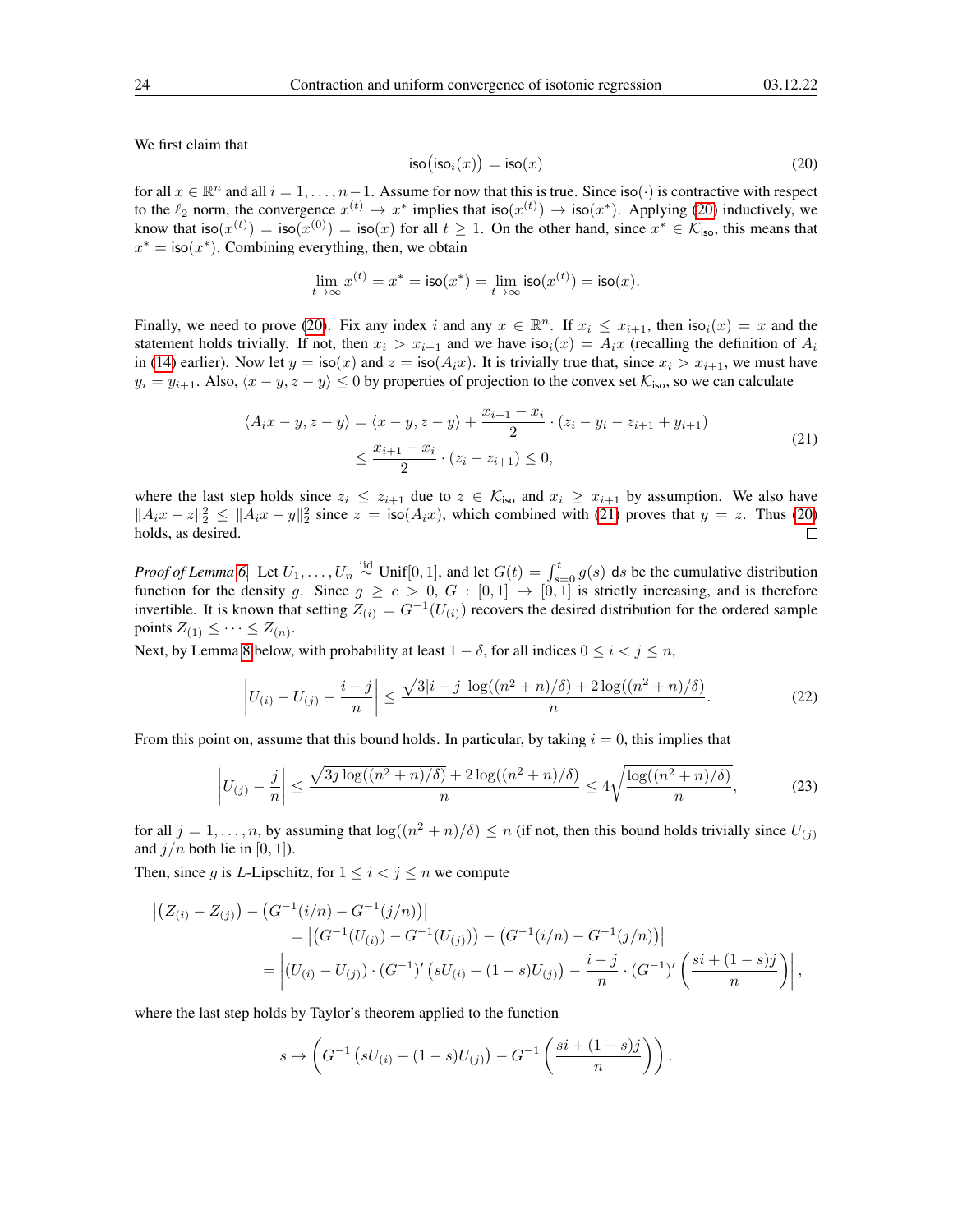We first claim that

$$\mathsf{iso}\big(\mathsf{iso}_i(x)\big) = \mathsf{iso}(x) \tag{20}$$

for all $x \in \mathbb{R}^n$ and all $i = 1, \ldots, n-1$. Assume for now that this is true. Since $\mathsf{iso}(\cdot)$ is contractive with respect to the $\ell_2$ norm, the convergence $x^{(t)} \to x^*$ implies that $\mathsf{iso}(x^{(t)}) \to \mathsf{iso}(x^*)$. Applying (20) inductively, we know that $\mathsf{iso}(x^{(t)}) = \mathsf{iso}(x^{(0)}) = \mathsf{iso}(x)$ for all $t \geq 1$. On the other hand, since $x^* \in \mathcal{K}_{\mathsf{iso}}$, this means that $x^* = \mathsf{iso}(x^*)$. Combining everything, then, we obtain

$$\lim_{t\to\infty} x^{(t)} = x^* = \mathsf{iso}(x^*) = \lim_{t\to\infty} \mathsf{iso}(x^{(t)}) = \mathsf{iso}(x).$$

Finally, we need to prove (20). Fix any index $i$ and any $x \in \mathbb{R}^n$. If $x_i \leq x_{i+1}$, then $\mathsf{iso}_i(x) = x$ and the statement holds trivially. If not, then $x_i > x_{i+1}$ and we have $\mathsf{iso}_i(x) = A_i x$ (recalling the definition of $A_i$ in (14) earlier). Now let $y = \mathsf{iso}(x)$ and $z = \mathsf{iso}(A_i x)$. It is trivially true that, since $x_i > x_{i+1}$, we must have $y_i = y_{i+1}$. Also, $\langle x - y, z - y\rangle \leq 0$ by properties of projection to the convex set $\mathcal{K}_{\mathsf{iso}}$, so we can calculate

$$\begin{aligned}\langle A_i x - y, z - y\rangle &= \langle x - y, z - y\rangle + \frac{x_{i+1} - x_i}{2} \cdot (z_i - y_i - z_{i+1} + y_{i+1}) \\ &\leq \frac{x_{i+1} - x_i}{2} \cdot (z_i - z_{i+1}) \leq 0,\end{aligned} \tag{21}$$

where the last step holds since $z_i \leq z_{i+1}$ due to $z \in \mathcal{K}_{\mathsf{iso}}$ and $x_i \geq x_{i+1}$ by assumption. We also have $\|A_i x - z\|_2^2 \leq \|A_i x - y\|_2^2$ since $z = \mathsf{iso}(A_i x)$, which combined with (21) proves that $y = z$. Thus (20) holds, as desired. $\square$

*Proof of Lemma 6.* Let $U_1, \ldots, U_n \overset{\text{iid}}{\sim} \text{Unif}[0,1]$, and let $G(t) = \int_{s=0}^t g(s)\,\mathsf{d}s$ be the cumulative distribution function for the density $g$. Since $g \geq c > 0$, $G : [0,1] \to [0,1]$ is strictly increasing, and is therefore invertible. It is known that setting $Z_{(i)} = G^{-1}(U_{(i)})$ recovers the desired distribution for the ordered sample points $Z_{(1)} \leq \cdots \leq Z_{(n)}$.

Next, by Lemma 8 below, with probability at least $1 - \delta$, for all indices $0 \leq i < j \leq n$,

$$\left| U_{(i)} - U_{(j)} - \frac{i-j}{n} \right| \leq \frac{\sqrt{3|i-j|\log((n^2+n)/\delta)} + 2\log((n^2+n)/\delta)}{n}. \tag{22}$$

From this point on, assume that this bound holds. In particular, by taking $i = 0$, this implies that

$$\left| U_{(j)} - \frac{j}{n} \right| \leq \frac{\sqrt{3j\log((n^2+n)/\delta)} + 2\log((n^2+n)/\delta)}{n} \leq 4\sqrt{\frac{\log((n^2+n)/\delta)}{n}}, \tag{23}$$

for all $j = 1, \ldots, n$, by assuming that $\log((n^2+n)/\delta) \leq n$ (if not, then this bound holds trivially since $U_{(j)}$ and $j/n$ both lie in $[0,1]$).

Then, since $g$ is $L$-Lipschitz, for $1 \leq i < j \leq n$ we compute

$$\begin{aligned}&\left|\big(Z_{(i)} - Z_{(j)}\big) - \big(G^{-1}(i/n) - G^{-1}(j/n)\big)\right| \\ &\qquad = \left|\big(G^{-1}(U_{(i)}) - G^{-1}(U_{(j)})\big) - \big(G^{-1}(i/n) - G^{-1}(j/n)\big)\right| \\ &\qquad = \left|(U_{(i)} - U_{(j)}) \cdot (G^{-1})'\big(sU_{(i)} + (1-s)U_{(j)}\big) - \frac{i-j}{n} \cdot (G^{-1})'\left(\frac{si + (1-s)j}{n}\right)\right|,\end{aligned}$$

where the last step holds by Taylor's theorem applied to the function

$$s \mapsto \left(G^{-1}\big(sU_{(i)} + (1-s)U_{(j)}\big) - G^{-1}\left(\frac{si + (1-s)j}{n}\right)\right).$$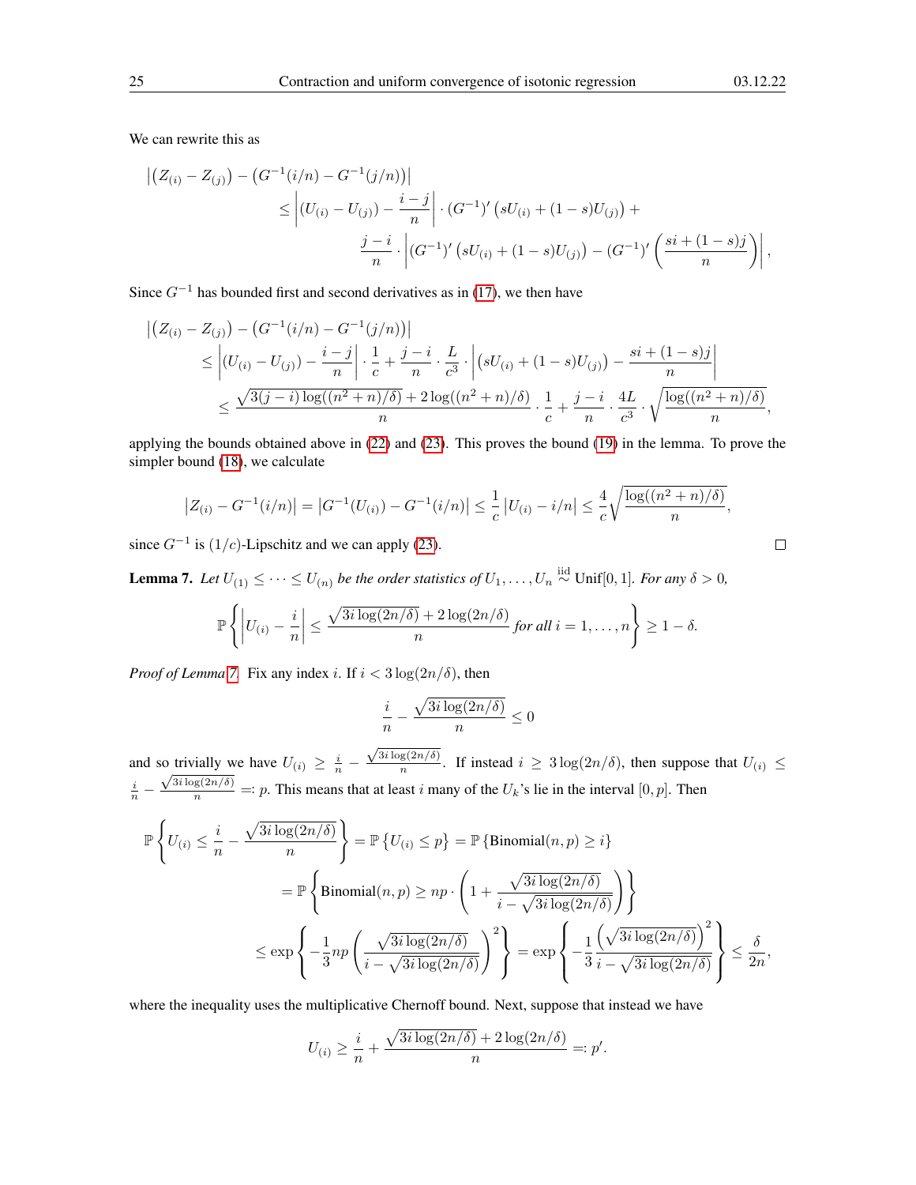We can rewrite this as

$$
\begin{aligned}
\left|\left(Z_{(i)}-Z_{(j)}\right)-\left(G^{-1}(i/n)-G^{-1}(j/n)\right)\right| \\
\leq \left|(U_{(i)}-U_{(j)})-\frac{i-j}{n}\right|\cdot (G^{-1})'\left(sU_{(i)}+(1-s)U_{(j)}\right)+ \\
\frac{j-i}{n}\cdot\left|(G^{-1})'\left(sU_{(i)}+(1-s)U_{(j)}\right)-(G^{-1})'\left(\frac{si+(1-s)j}{n}\right)\right|,
\end{aligned}
$$

Since $G^{-1}$ has bounded first and second derivatives as in (17), we then have

$$
\begin{aligned}
&\left|\left(Z_{(i)}-Z_{(j)}\right)-\left(G^{-1}(i/n)-G^{-1}(j/n)\right)\right| \\
&\leq \left|(U_{(i)}-U_{(j)})-\frac{i-j}{n}\right|\cdot\frac{1}{c}+\frac{j-i}{n}\cdot\frac{L}{c^3}\cdot\left|\left(sU_{(i)}+(1-s)U_{(j)}\right)-\frac{si+(1-s)j}{n}\right| \\
&\leq \frac{\sqrt{3(j-i)\log((n^2+n)/\delta)}+2\log((n^2+n)/\delta)}{n}\cdot\frac{1}{c}+\frac{j-i}{n}\cdot\frac{4L}{c^3}\cdot\sqrt{\frac{\log((n^2+n)/\delta)}{n}},
\end{aligned}
$$

applying the bounds obtained above in (22) and (23). This proves the bound (19) in the lemma. To prove the simpler bound (18), we calculate

$$
\left|Z_{(i)}-G^{-1}(i/n)\right|=\left|G^{-1}(U_{(i)})-G^{-1}(i/n)\right|\leq\frac{1}{c}\left|U_{(i)}-i/n\right|\leq\frac{4}{c}\sqrt{\frac{\log((n^2+n)/\delta)}{n}},
$$

since $G^{-1}$ is $(1/c)$-Lipschitz and we can apply (23). □

**Lemma 7.** *Let $U_{(1)}\leq\cdots\leq U_{(n)}$ be the order statistics of $U_1,\ldots,U_n\overset{\text{iid}}{\sim}\text{Unif}[0,1]$. For any $\delta>0$,*

$$
\mathbb{P}\left\{\left|U_{(i)}-\frac{i}{n}\right|\leq\frac{\sqrt{3i\log(2n/\delta)}+2\log(2n/\delta)}{n}\text{ for all } i=1,\ldots,n\right\}\geq 1-\delta.
$$

*Proof of Lemma 7.* Fix any index $i$. If $i<3\log(2n/\delta)$, then

$$
\frac{i}{n}-\frac{\sqrt{3i\log(2n/\delta)}}{n}\leq 0
$$

and so trivially we have $U_{(i)}\geq\frac{i}{n}-\frac{\sqrt{3i\log(2n/\delta)}}{n}$. If instead $i\geq 3\log(2n/\delta)$, then suppose that $U_{(i)}\leq\frac{i}{n}-\frac{\sqrt{3i\log(2n/\delta)}}{n}=:p$. This means that at least $i$ many of the $U_k$'s lie in the interval $[0,p]$. Then

$$
\begin{aligned}
\mathbb{P}\left\{U_{(i)}\leq\frac{i}{n}-\frac{\sqrt{3i\log(2n/\delta)}}{n}\right\}&=\mathbb{P}\left\{U_{(i)}\leq p\right\}=\mathbb{P}\left\{\text{Binomial}(n,p)\geq i\right\} \\
&=\mathbb{P}\left\{\text{Binomial}(n,p)\geq np\cdot\left(1+\frac{\sqrt{3i\log(2n/\delta)}}{i-\sqrt{3i\log(2n/\delta)}}\right)\right\} \\
&\leq\exp\left\{-\frac{1}{3}np\left(\frac{\sqrt{3i\log(2n/\delta)}}{i-\sqrt{3i\log(2n/\delta)}}\right)^2\right\}=\exp\left\{-\frac{1}{3}\frac{\left(\sqrt{3i\log(2n/\delta)}\right)^2}{i-\sqrt{3i\log(2n/\delta)}}\right\}\leq\frac{\delta}{2n},
\end{aligned}
$$

where the inequality uses the multiplicative Chernoff bound. Next, suppose that instead we have

$$
U_{(i)}\geq\frac{i}{n}+\frac{\sqrt{3i\log(2n/\delta)}+2\log(2n/\delta)}{n}=:p'.
$$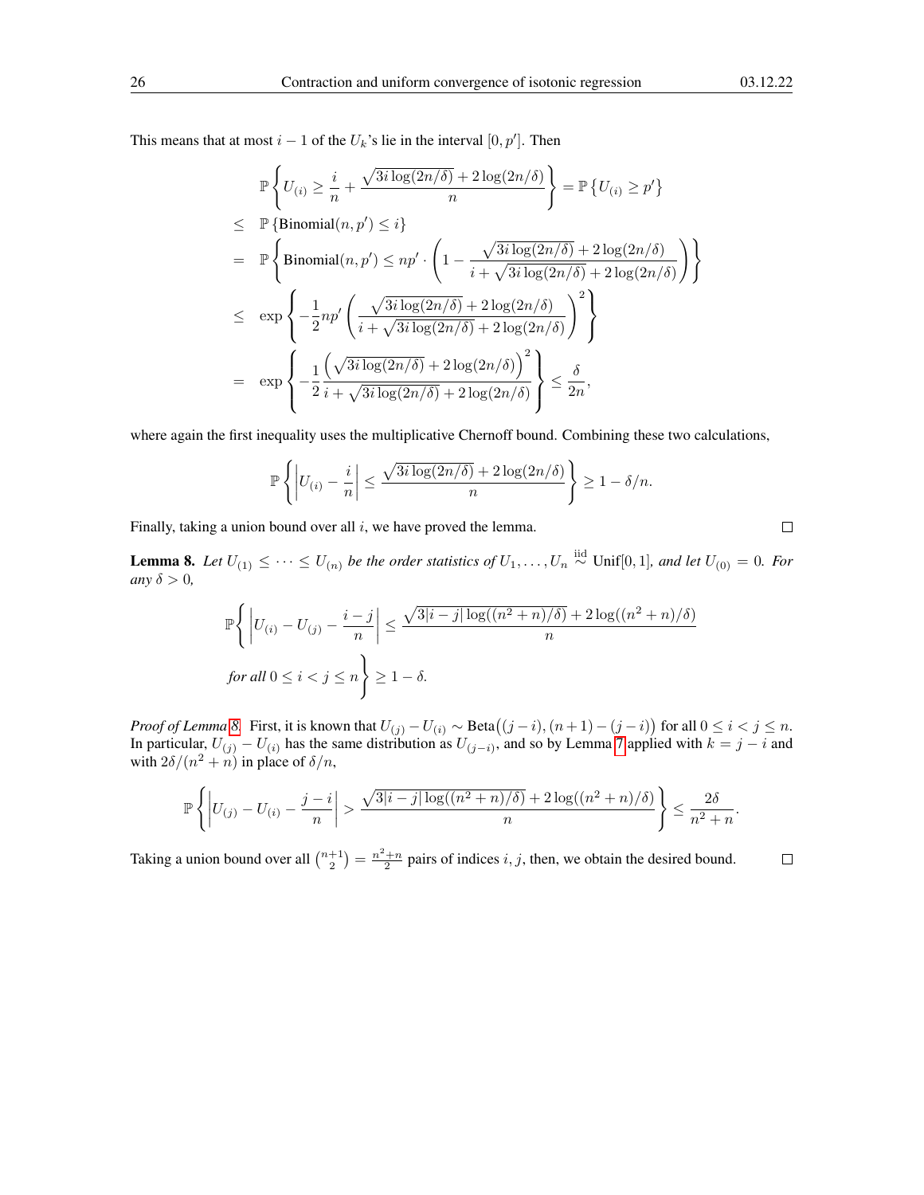This means that at most $i-1$ of the $U_k$'s lie in the interval $[0, p']$. Then

$$
\begin{aligned}
& \mathbb{P}\left\{U_{(i)} \geq \frac{i}{n} + \frac{\sqrt{3i\log(2n/\delta)} + 2\log(2n/\delta)}{n}\right\} = \mathbb{P}\left\{U_{(i)} \geq p'\right\} \\
\leq\ & \mathbb{P}\left\{\text{Binomial}(n, p') \leq i\right\} \\
=\ & \mathbb{P}\left\{\text{Binomial}(n, p') \leq np' \cdot \left(1 - \frac{\sqrt{3i\log(2n/\delta)} + 2\log(2n/\delta)}{i + \sqrt{3i\log(2n/\delta)} + 2\log(2n/\delta)}\right)\right\} \\
\leq\ & \exp\left\{-\frac{1}{2}np'\left(\frac{\sqrt{3i\log(2n/\delta)} + 2\log(2n/\delta)}{i + \sqrt{3i\log(2n/\delta)} + 2\log(2n/\delta)}\right)^2\right\} \\
=\ & \exp\left\{-\frac{1}{2}\frac{\left(\sqrt{3i\log(2n/\delta)} + 2\log(2n/\delta)\right)^2}{i + \sqrt{3i\log(2n/\delta)} + 2\log(2n/\delta)}\right\} \leq \frac{\delta}{2n},
\end{aligned}
$$

where again the first inequality uses the multiplicative Chernoff bound. Combining these two calculations,

$$
\mathbb{P}\left\{\left|U_{(i)} - \frac{i}{n}\right| \leq \frac{\sqrt{3i\log(2n/\delta)} + 2\log(2n/\delta)}{n}\right\} \geq 1 - \delta/n.
$$

Finally, taking a union bound over all $i$, we have proved the lemma. □

**Lemma 8.** *Let $U_{(1)} \leq \cdots \leq U_{(n)}$ be the order statistics of $U_1, \ldots, U_n \overset{\text{iid}}{\sim} \text{Unif}[0,1]$, and let $U_{(0)} = 0$. For any $\delta > 0$,*

$$
\mathbb{P}\Bigg\{\left|U_{(i)} - U_{(j)} - \frac{i-j}{n}\right| \leq \frac{\sqrt{3|i-j|\log((n^2+n)/\delta)} + 2\log((n^2+n)/\delta)}{n} \text{ for all } 0 \leq i < j \leq n\Bigg\} \geq 1 - \delta.
$$

*Proof of Lemma 8.* First, it is known that $U_{(j)} - U_{(i)} \sim \text{Beta}\big((j-i), (n+1) - (j-i)\big)$ for all $0 \leq i < j \leq n$. In particular, $U_{(j)} - U_{(i)}$ has the same distribution as $U_{(j-i)}$, and so by Lemma 7 applied with $k = j - i$ and with $2\delta/(n^2+n)$ in place of $\delta/n$,

$$
\mathbb{P}\left\{\left|U_{(j)} - U_{(i)} - \frac{j-i}{n}\right| > \frac{\sqrt{3|i-j|\log((n^2+n)/\delta)} + 2\log((n^2+n)/\delta)}{n}\right\} \leq \frac{2\delta}{n^2+n}.
$$

Taking a union bound over all $\binom{n+1}{2} = \frac{n^2+n}{2}$ pairs of indices $i, j$, then, we obtain the desired bound. □